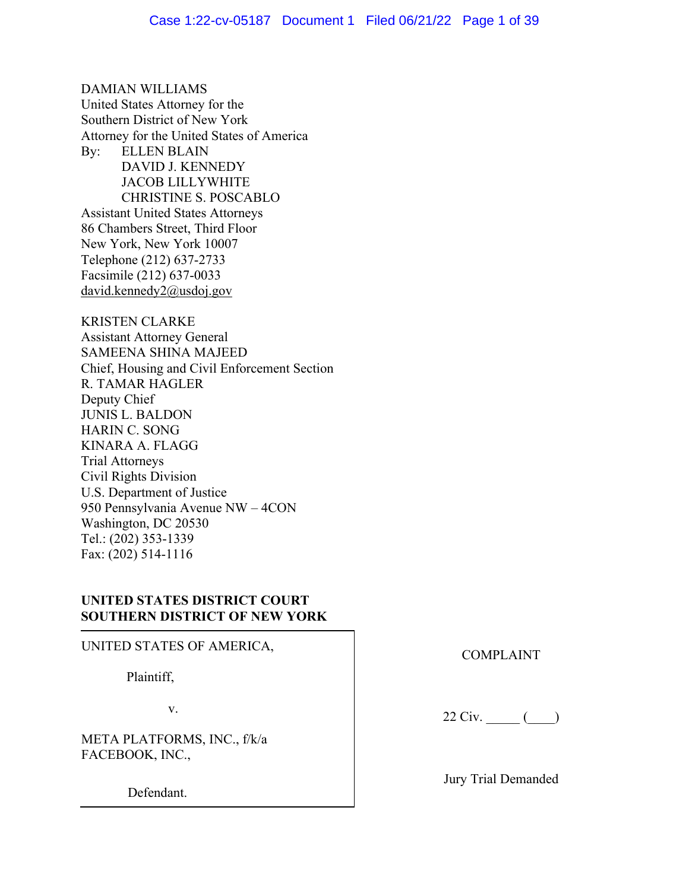DAMIAN WILLIAMS
United States Attorney for the
Southern District of New York
Attorney for the United States of America
By: ELLEN BLAIN
DAVID J. KENNEDY
JACOB LILLYWHITE
CHRISTINE S. POSCABLO
Assistant United States Attorneys
86 Chambers Street, Third Floor
New York, New York 10007
Telephone (212) 637-2733
Facsimile (212) 637-0033
david.kennedy2@usdoj.gov

KRISTEN CLARKE
Assistant Attorney General
SAMEENA SHINA MAJEED
Chief, Housing and Civil Enforcement Section
R. TAMAR HAGLER
Deputy Chief
JUNIS L. BALDON
HARIN C. SONG
KINARA A. FLAGG
Trial Attorneys
Civil Rights Division
U.S. Department of Justice
950 Pennsylvania Avenue NW – 4CON
Washington, DC 20530
Tel.: (202) 353-1339
Fax: (202) 514-1116

**UNITED STATES DISTRICT COURT**
**SOUTHERN DISTRICT OF NEW YORK**

UNITED STATES OF AMERICA,

Plaintiff,

v.

META PLATFORMS, INC., f/k/a FACEBOOK, INC.,

Defendant.

COMPLAINT

22 Civ. _____ (____)

Jury Trial Demanded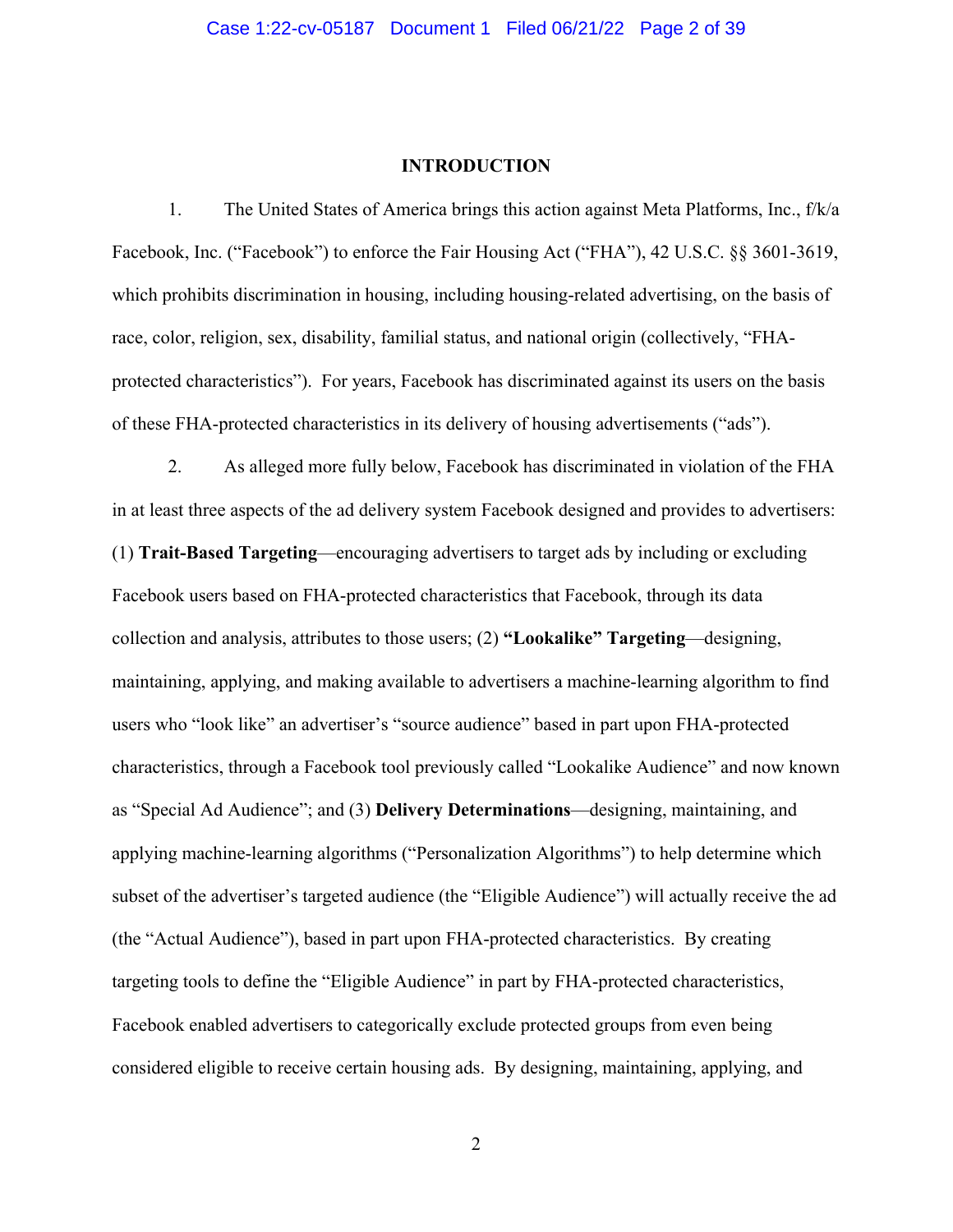## INTRODUCTION

1. The United States of America brings this action against Meta Platforms, Inc., f/k/a Facebook, Inc. ("Facebook") to enforce the Fair Housing Act ("FHA"), 42 U.S.C. §§ 3601-3619, which prohibits discrimination in housing, including housing-related advertising, on the basis of race, color, religion, sex, disability, familial status, and national origin (collectively, "FHA-protected characteristics"). For years, Facebook has discriminated against its users on the basis of these FHA-protected characteristics in its delivery of housing advertisements ("ads").

2. As alleged more fully below, Facebook has discriminated in violation of the FHA in at least three aspects of the ad delivery system Facebook designed and provides to advertisers: (1) **Trait-Based Targeting**—encouraging advertisers to target ads by including or excluding Facebook users based on FHA-protected characteristics that Facebook, through its data collection and analysis, attributes to those users; (2) **"Lookalike" Targeting**—designing, maintaining, applying, and making available to advertisers a machine-learning algorithm to find users who "look like" an advertiser's "source audience" based in part upon FHA-protected characteristics, through a Facebook tool previously called "Lookalike Audience" and now known as "Special Ad Audience"; and (3) **Delivery Determinations**—designing, maintaining, and applying machine-learning algorithms ("Personalization Algorithms") to help determine which subset of the advertiser's targeted audience (the "Eligible Audience") will actually receive the ad (the "Actual Audience"), based in part upon FHA-protected characteristics. By creating targeting tools to define the "Eligible Audience" in part by FHA-protected characteristics, Facebook enabled advertisers to categorically exclude protected groups from even being considered eligible to receive certain housing ads. By designing, maintaining, applying, and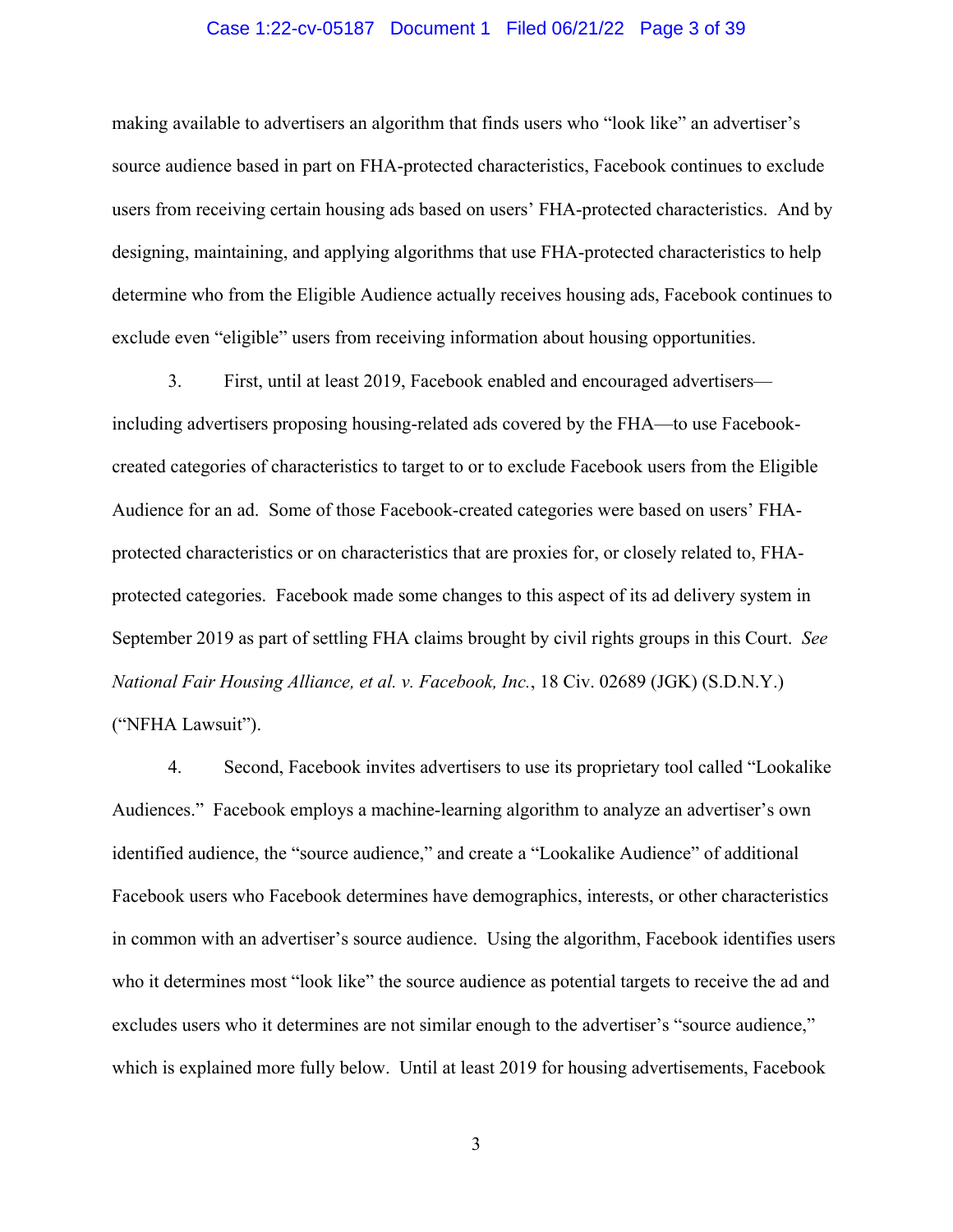making available to advertisers an algorithm that finds users who "look like" an advertiser's source audience based in part on FHA-protected characteristics, Facebook continues to exclude users from receiving certain housing ads based on users' FHA-protected characteristics. And by designing, maintaining, and applying algorithms that use FHA-protected characteristics to help determine who from the Eligible Audience actually receives housing ads, Facebook continues to exclude even "eligible" users from receiving information about housing opportunities.

3. First, until at least 2019, Facebook enabled and encouraged advertisers—including advertisers proposing housing-related ads covered by the FHA—to use Facebook-created categories of characteristics to target to or to exclude Facebook users from the Eligible Audience for an ad. Some of those Facebook-created categories were based on users' FHA-protected characteristics or on characteristics that are proxies for, or closely related to, FHA-protected categories. Facebook made some changes to this aspect of its ad delivery system in September 2019 as part of settling FHA claims brought by civil rights groups in this Court. *See National Fair Housing Alliance, et al. v. Facebook, Inc.*, 18 Civ. 02689 (JGK) (S.D.N.Y.) ("NFHA Lawsuit").

4. Second, Facebook invites advertisers to use its proprietary tool called "Lookalike Audiences." Facebook employs a machine-learning algorithm to analyze an advertiser's own identified audience, the "source audience," and create a "Lookalike Audience" of additional Facebook users who Facebook determines have demographics, interests, or other characteristics in common with an advertiser's source audience. Using the algorithm, Facebook identifies users who it determines most "look like" the source audience as potential targets to receive the ad and excludes users who it determines are not similar enough to the advertiser's "source audience," which is explained more fully below. Until at least 2019 for housing advertisements, Facebook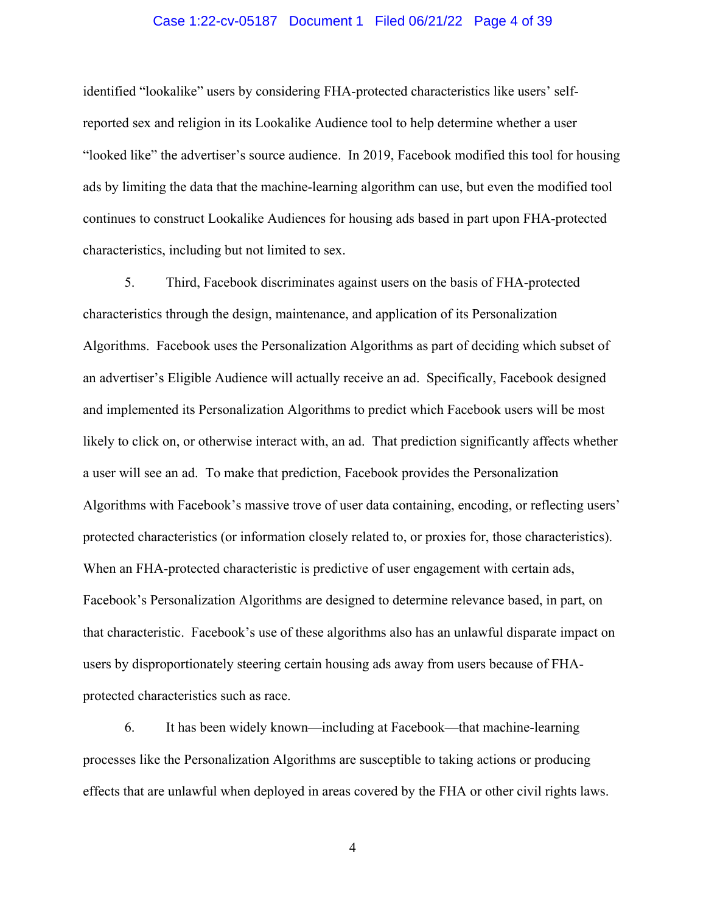identified "lookalike" users by considering FHA-protected characteristics like users' self-reported sex and religion in its Lookalike Audience tool to help determine whether a user "looked like" the advertiser's source audience. In 2019, Facebook modified this tool for housing ads by limiting the data that the machine-learning algorithm can use, but even the modified tool continues to construct Lookalike Audiences for housing ads based in part upon FHA-protected characteristics, including but not limited to sex.

5. Third, Facebook discriminates against users on the basis of FHA-protected characteristics through the design, maintenance, and application of its Personalization Algorithms. Facebook uses the Personalization Algorithms as part of deciding which subset of an advertiser's Eligible Audience will actually receive an ad. Specifically, Facebook designed and implemented its Personalization Algorithms to predict which Facebook users will be most likely to click on, or otherwise interact with, an ad. That prediction significantly affects whether a user will see an ad. To make that prediction, Facebook provides the Personalization Algorithms with Facebook's massive trove of user data containing, encoding, or reflecting users' protected characteristics (or information closely related to, or proxies for, those characteristics). When an FHA-protected characteristic is predictive of user engagement with certain ads, Facebook's Personalization Algorithms are designed to determine relevance based, in part, on that characteristic. Facebook's use of these algorithms also has an unlawful disparate impact on users by disproportionately steering certain housing ads away from users because of FHA-protected characteristics such as race.

6. It has been widely known—including at Facebook—that machine-learning processes like the Personalization Algorithms are susceptible to taking actions or producing effects that are unlawful when deployed in areas covered by the FHA or other civil rights laws.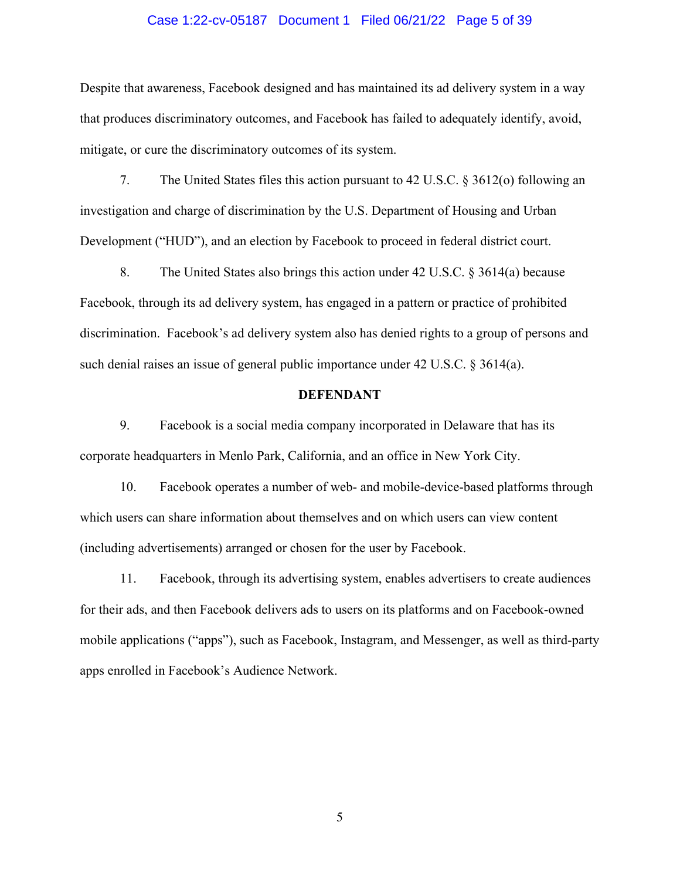Despite that awareness, Facebook designed and has maintained its ad delivery system in a way that produces discriminatory outcomes, and Facebook has failed to adequately identify, avoid, mitigate, or cure the discriminatory outcomes of its system.

7. The United States files this action pursuant to 42 U.S.C. § 3612(o) following an investigation and charge of discrimination by the U.S. Department of Housing and Urban Development ("HUD"), and an election by Facebook to proceed in federal district court.

8. The United States also brings this action under 42 U.S.C. § 3614(a) because Facebook, through its ad delivery system, has engaged in a pattern or practice of prohibited discrimination. Facebook's ad delivery system also has denied rights to a group of persons and such denial raises an issue of general public importance under 42 U.S.C. § 3614(a).

## DEFENDANT

9. Facebook is a social media company incorporated in Delaware that has its corporate headquarters in Menlo Park, California, and an office in New York City.

10. Facebook operates a number of web- and mobile-device-based platforms through which users can share information about themselves and on which users can view content (including advertisements) arranged or chosen for the user by Facebook.

11. Facebook, through its advertising system, enables advertisers to create audiences for their ads, and then Facebook delivers ads to users on its platforms and on Facebook-owned mobile applications ("apps"), such as Facebook, Instagram, and Messenger, as well as third-party apps enrolled in Facebook's Audience Network.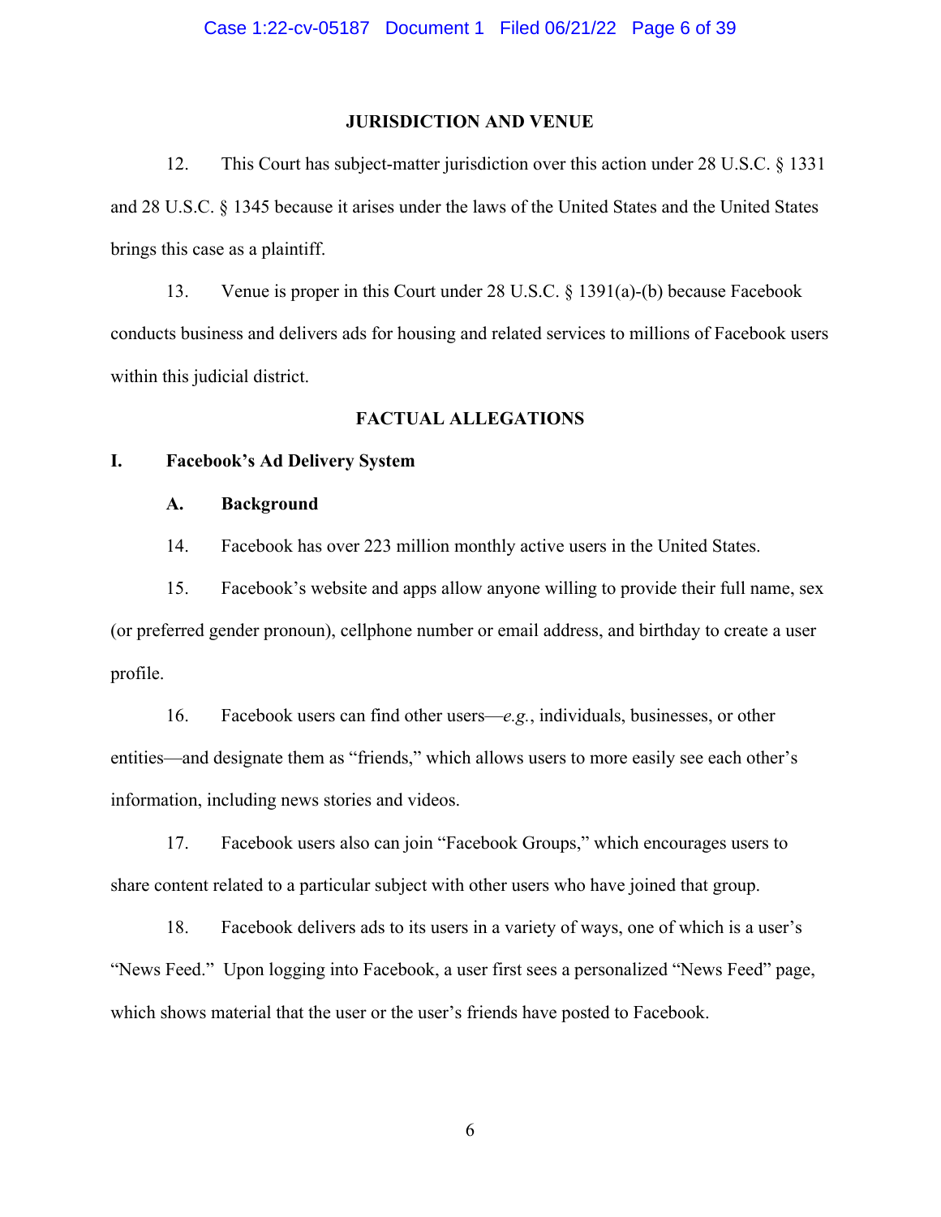## JURISDICTION AND VENUE

12. This Court has subject-matter jurisdiction over this action under 28 U.S.C. § 1331 and 28 U.S.C. § 1345 because it arises under the laws of the United States and the United States brings this case as a plaintiff.

13. Venue is proper in this Court under 28 U.S.C. § 1391(a)-(b) because Facebook conducts business and delivers ads for housing and related services to millions of Facebook users within this judicial district.

## FACTUAL ALLEGATIONS

### I. Facebook's Ad Delivery System

#### A. Background

14. Facebook has over 223 million monthly active users in the United States.

15. Facebook's website and apps allow anyone willing to provide their full name, sex (or preferred gender pronoun), cellphone number or email address, and birthday to create a user profile.

16. Facebook users can find other users—*e.g.*, individuals, businesses, or other entities—and designate them as "friends," which allows users to more easily see each other's information, including news stories and videos.

17. Facebook users also can join "Facebook Groups," which encourages users to share content related to a particular subject with other users who have joined that group.

18. Facebook delivers ads to its users in a variety of ways, one of which is a user's "News Feed." Upon logging into Facebook, a user first sees a personalized "News Feed" page, which shows material that the user or the user's friends have posted to Facebook.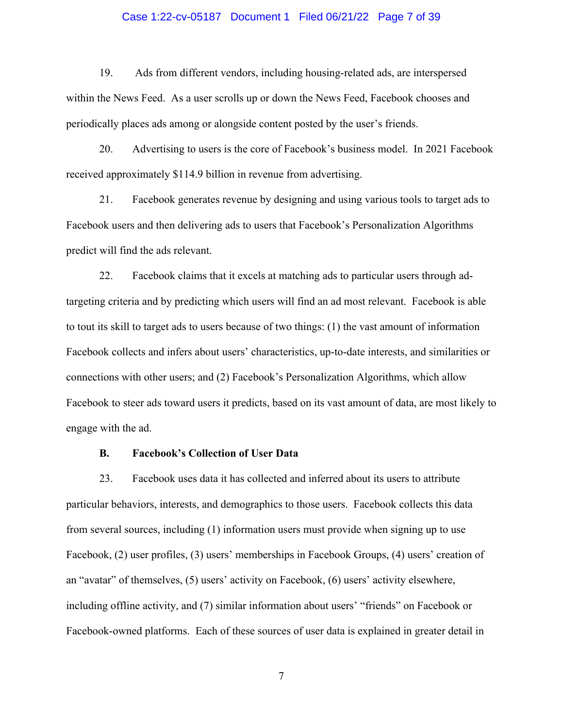19. Ads from different vendors, including housing-related ads, are interspersed within the News Feed. As a user scrolls up or down the News Feed, Facebook chooses and periodically places ads among or alongside content posted by the user's friends.

20. Advertising to users is the core of Facebook's business model. In 2021 Facebook received approximately $114.9 billion in revenue from advertising.

21. Facebook generates revenue by designing and using various tools to target ads to Facebook users and then delivering ads to users that Facebook's Personalization Algorithms predict will find the ads relevant.

22. Facebook claims that it excels at matching ads to particular users through ad-targeting criteria and by predicting which users will find an ad most relevant. Facebook is able to tout its skill to target ads to users because of two things: (1) the vast amount of information Facebook collects and infers about users' characteristics, up-to-date interests, and similarities or connections with other users; and (2) Facebook's Personalization Algorithms, which allow Facebook to steer ads toward users it predicts, based on its vast amount of data, are most likely to engage with the ad.

### B. Facebook's Collection of User Data

23. Facebook uses data it has collected and inferred about its users to attribute particular behaviors, interests, and demographics to those users. Facebook collects this data from several sources, including (1) information users must provide when signing up to use Facebook, (2) user profiles, (3) users' memberships in Facebook Groups, (4) users' creation of an "avatar" of themselves, (5) users' activity on Facebook, (6) users' activity elsewhere, including offline activity, and (7) similar information about users' "friends" on Facebook or Facebook-owned platforms. Each of these sources of user data is explained in greater detail in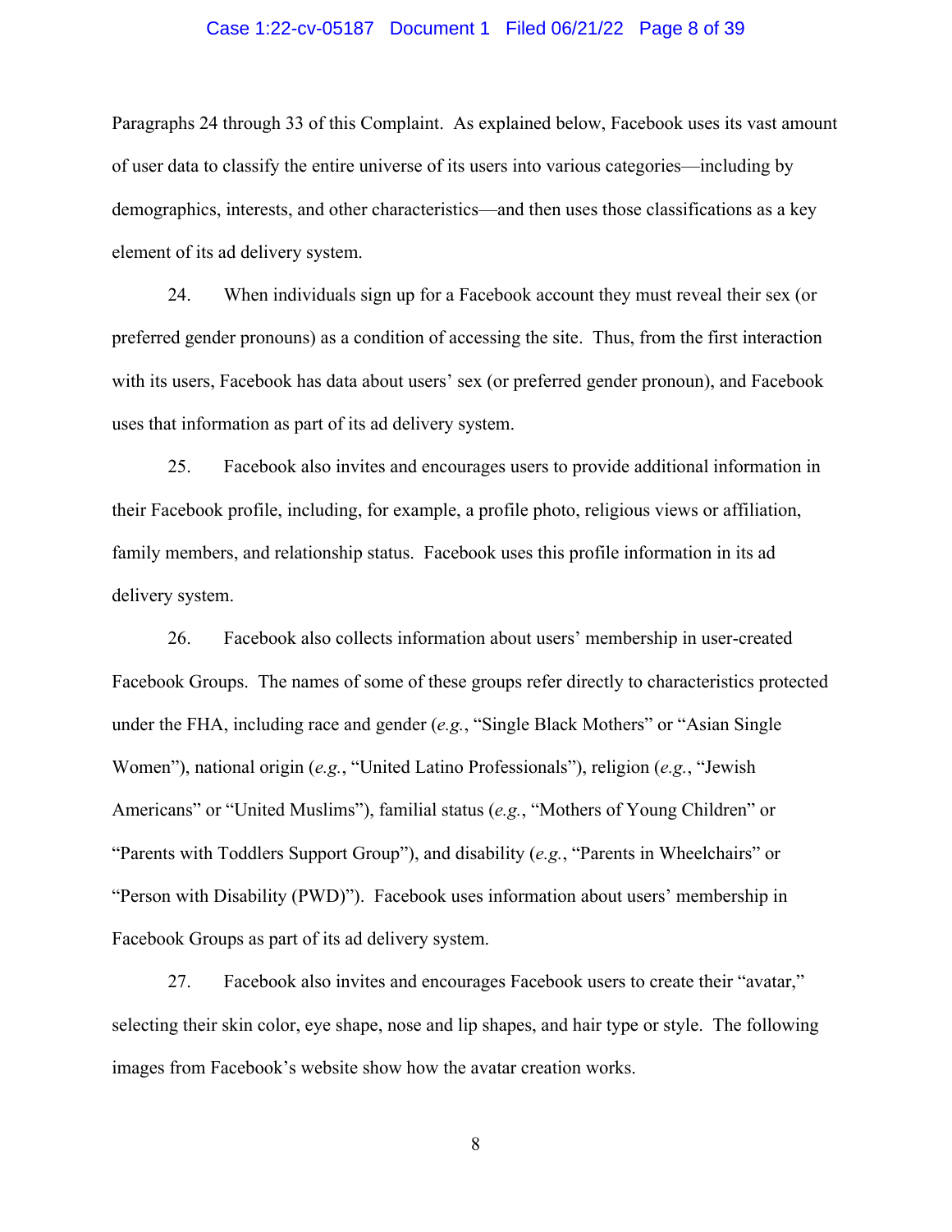Paragraphs 24 through 33 of this Complaint. As explained below, Facebook uses its vast amount of user data to classify the entire universe of its users into various categories—including by demographics, interests, and other characteristics—and then uses those classifications as a key element of its ad delivery system.

24. When individuals sign up for a Facebook account they must reveal their sex (or preferred gender pronouns) as a condition of accessing the site. Thus, from the first interaction with its users, Facebook has data about users' sex (or preferred gender pronoun), and Facebook uses that information as part of its ad delivery system.

25. Facebook also invites and encourages users to provide additional information in their Facebook profile, including, for example, a profile photo, religious views or affiliation, family members, and relationship status. Facebook uses this profile information in its ad delivery system.

26. Facebook also collects information about users' membership in user-created Facebook Groups. The names of some of these groups refer directly to characteristics protected under the FHA, including race and gender (*e.g.*, "Single Black Mothers" or "Asian Single Women"), national origin (*e.g.*, "United Latino Professionals"), religion (*e.g.*, "Jewish Americans" or "United Muslims"), familial status (*e.g.*, "Mothers of Young Children" or "Parents with Toddlers Support Group"), and disability (*e.g.*, "Parents in Wheelchairs" or "Person with Disability (PWD)"). Facebook uses information about users' membership in Facebook Groups as part of its ad delivery system.

27. Facebook also invites and encourages Facebook users to create their "avatar," selecting their skin color, eye shape, nose and lip shapes, and hair type or style. The following images from Facebook's website show how the avatar creation works.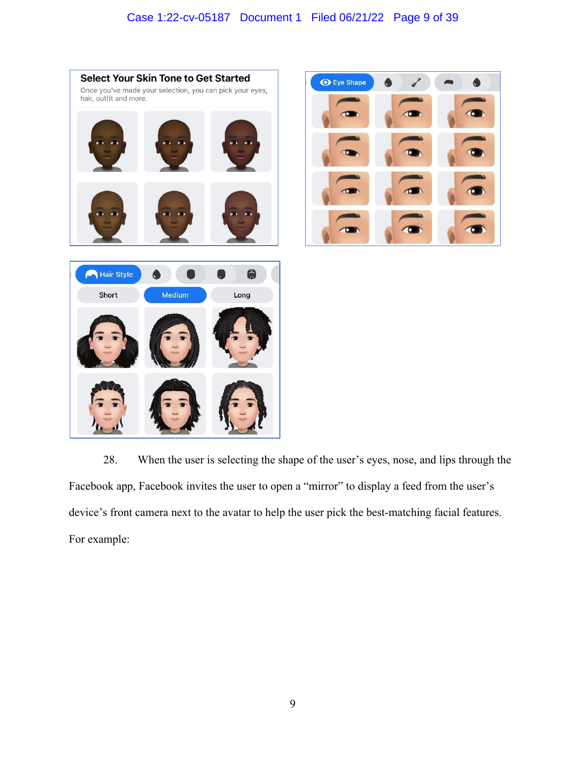28. When the user is selecting the shape of the user's eyes, nose, and lips through the Facebook app, Facebook invites the user to open a "mirror" to display a feed from the user's device's front camera next to the avatar to help the user pick the best-matching facial features. For example: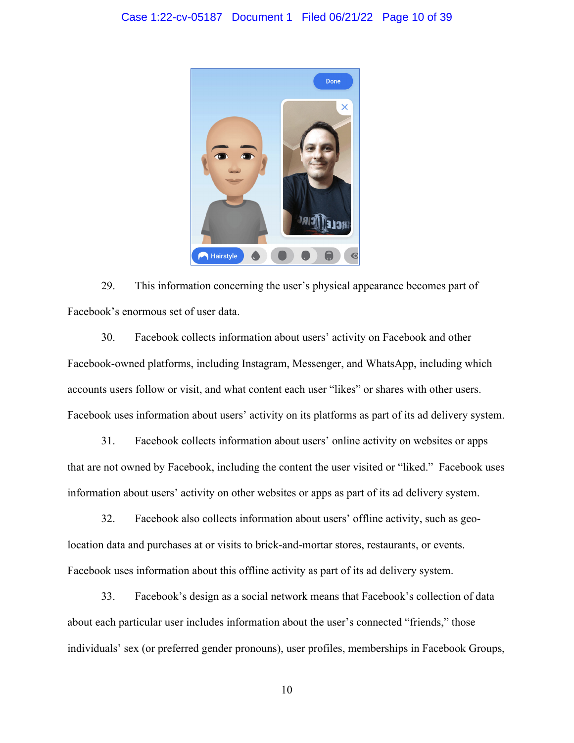29. This information concerning the user's physical appearance becomes part of Facebook's enormous set of user data.

30. Facebook collects information about users' activity on Facebook and other Facebook-owned platforms, including Instagram, Messenger, and WhatsApp, including which accounts users follow or visit, and what content each user "likes" or shares with other users. Facebook uses information about users' activity on its platforms as part of its ad delivery system.

31. Facebook collects information about users' online activity on websites or apps that are not owned by Facebook, including the content the user visited or "liked." Facebook uses information about users' activity on other websites or apps as part of its ad delivery system.

32. Facebook also collects information about users' offline activity, such as geo-location data and purchases at or visits to brick-and-mortar stores, restaurants, or events. Facebook uses information about this offline activity as part of its ad delivery system.

33. Facebook's design as a social network means that Facebook's collection of data about each particular user includes information about the user's connected "friends," those individuals' sex (or preferred gender pronouns), user profiles, memberships in Facebook Groups,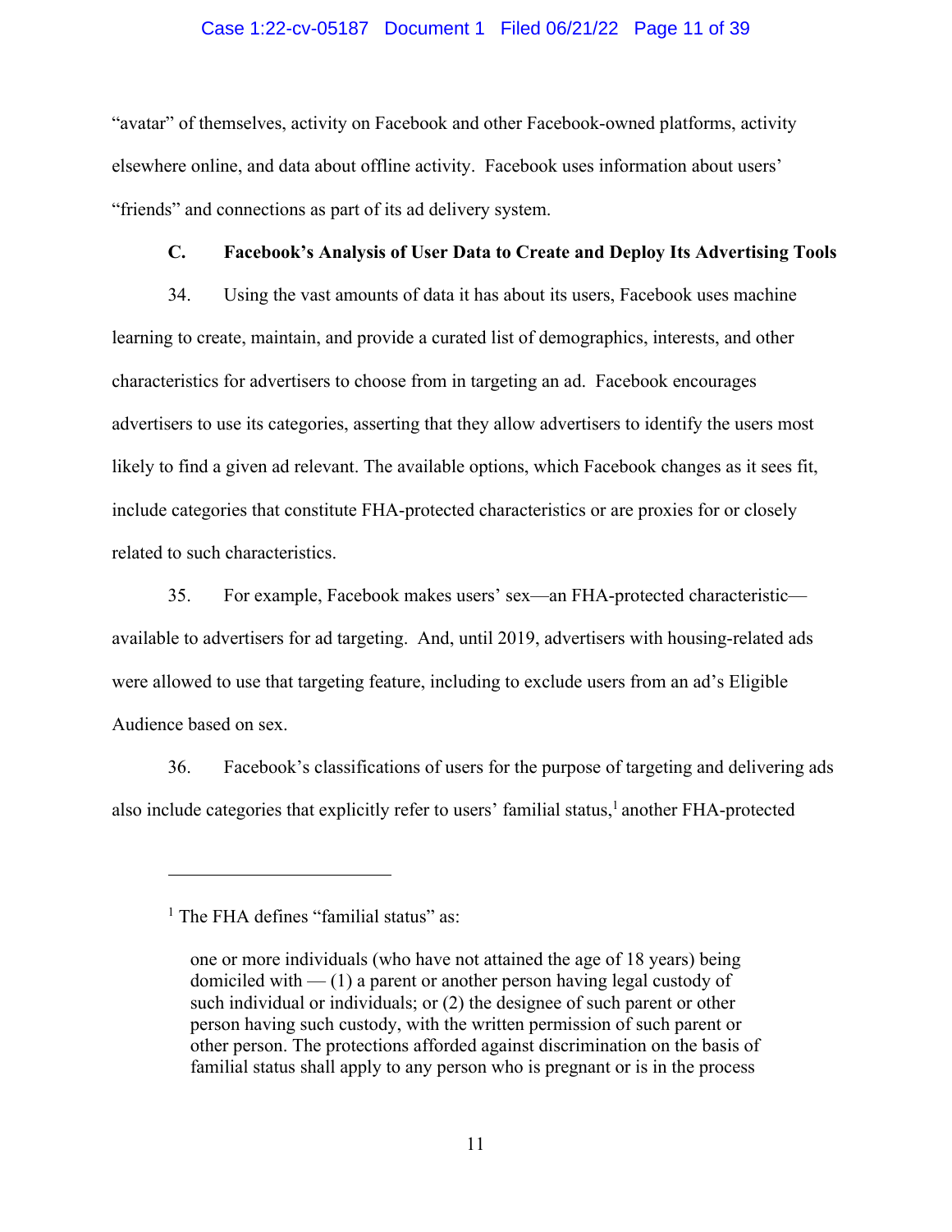"avatar" of themselves, activity on Facebook and other Facebook-owned platforms, activity elsewhere online, and data about offline activity. Facebook uses information about users' "friends" and connections as part of its ad delivery system.

### C. Facebook's Analysis of User Data to Create and Deploy Its Advertising Tools

34. Using the vast amounts of data it has about its users, Facebook uses machine learning to create, maintain, and provide a curated list of demographics, interests, and other characteristics for advertisers to choose from in targeting an ad. Facebook encourages advertisers to use its categories, asserting that they allow advertisers to identify the users most likely to find a given ad relevant. The available options, which Facebook changes as it sees fit, include categories that constitute FHA-protected characteristics or are proxies for or closely related to such characteristics.

35. For example, Facebook makes users' sex—an FHA-protected characteristic—available to advertisers for ad targeting. And, until 2019, advertisers with housing-related ads were allowed to use that targeting feature, including to exclude users from an ad's Eligible Audience based on sex.

36. Facebook's classifications of users for the purpose of targeting and delivering ads also include categories that explicitly refer to users' familial status,[1] another FHA-protected

---

[1] The FHA defines "familial status" as:

> one or more individuals (who have not attained the age of 18 years) being domiciled with — (1) a parent or another person having legal custody of such individual or individuals; or (2) the designee of such parent or other person having such custody, with the written permission of such parent or other person. The protections afforded against discrimination on the basis of familial status shall apply to any person who is pregnant or is in the process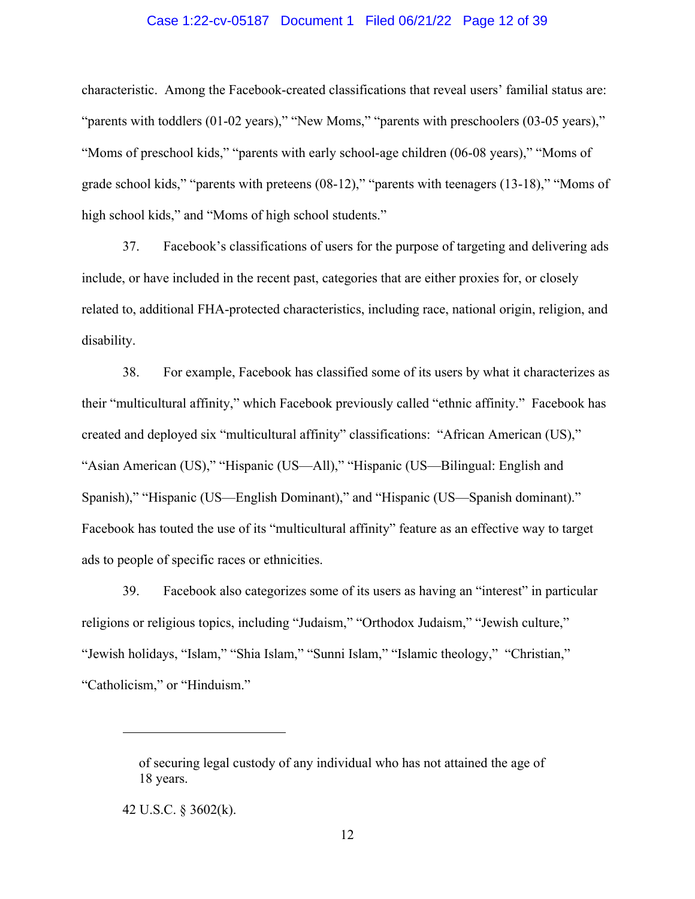characteristic. Among the Facebook-created classifications that reveal users' familial status are: "parents with toddlers (01-02 years)," "New Moms," "parents with preschoolers (03-05 years)," "Moms of preschool kids," "parents with early school-age children (06-08 years)," "Moms of grade school kids," "parents with preteens (08-12)," "parents with teenagers (13-18)," "Moms of high school kids," and "Moms of high school students."

37. Facebook's classifications of users for the purpose of targeting and delivering ads include, or have included in the recent past, categories that are either proxies for, or closely related to, additional FHA-protected characteristics, including race, national origin, religion, and disability.

38. For example, Facebook has classified some of its users by what it characterizes as their "multicultural affinity," which Facebook previously called "ethnic affinity." Facebook has created and deployed six "multicultural affinity" classifications: "African American (US)," "Asian American (US)," "Hispanic (US—All)," "Hispanic (US—Bilingual: English and Spanish)," "Hispanic (US—English Dominant)," and "Hispanic (US—Spanish dominant)." Facebook has touted the use of its "multicultural affinity" feature as an effective way to target ads to people of specific races or ethnicities.

39. Facebook also categorizes some of its users as having an "interest" in particular religions or religious topics, including "Judaism," "Orthodox Judaism," "Jewish culture," "Jewish holidays, "Islam," "Shia Islam," "Sunni Islam," "Islamic theology," "Christian," "Catholicism," or "Hinduism."

---

of securing legal custody of any individual who has not attained the age of 18 years.

42 U.S.C. § 3602(k).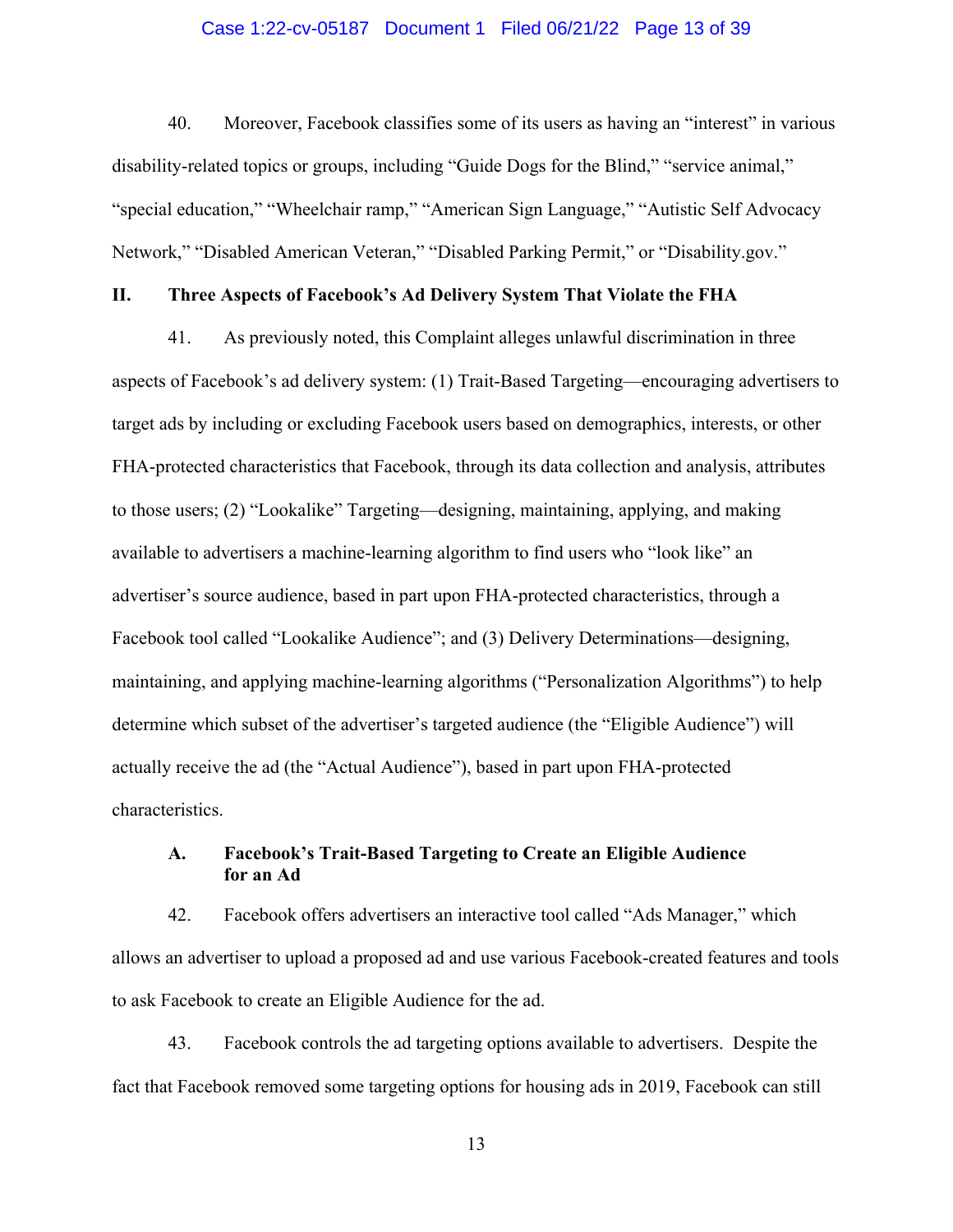40. Moreover, Facebook classifies some of its users as having an "interest" in various disability-related topics or groups, including "Guide Dogs for the Blind," "service animal," "special education," "Wheelchair ramp," "American Sign Language," "Autistic Self Advocacy Network," "Disabled American Veteran," "Disabled Parking Permit," or "Disability.gov."

## II. Three Aspects of Facebook's Ad Delivery System That Violate the FHA

41. As previously noted, this Complaint alleges unlawful discrimination in three aspects of Facebook's ad delivery system: (1) Trait-Based Targeting—encouraging advertisers to target ads by including or excluding Facebook users based on demographics, interests, or other FHA-protected characteristics that Facebook, through its data collection and analysis, attributes to those users; (2) "Lookalike" Targeting—designing, maintaining, applying, and making available to advertisers a machine-learning algorithm to find users who "look like" an advertiser's source audience, based in part upon FHA-protected characteristics, through a Facebook tool called "Lookalike Audience"; and (3) Delivery Determinations—designing, maintaining, and applying machine-learning algorithms ("Personalization Algorithms") to help determine which subset of the advertiser's targeted audience (the "Eligible Audience") will actually receive the ad (the "Actual Audience"), based in part upon FHA-protected characteristics.

### A. Facebook's Trait-Based Targeting to Create an Eligible Audience for an Ad

42. Facebook offers advertisers an interactive tool called "Ads Manager," which allows an advertiser to upload a proposed ad and use various Facebook-created features and tools to ask Facebook to create an Eligible Audience for the ad.

43. Facebook controls the ad targeting options available to advertisers. Despite the fact that Facebook removed some targeting options for housing ads in 2019, Facebook can still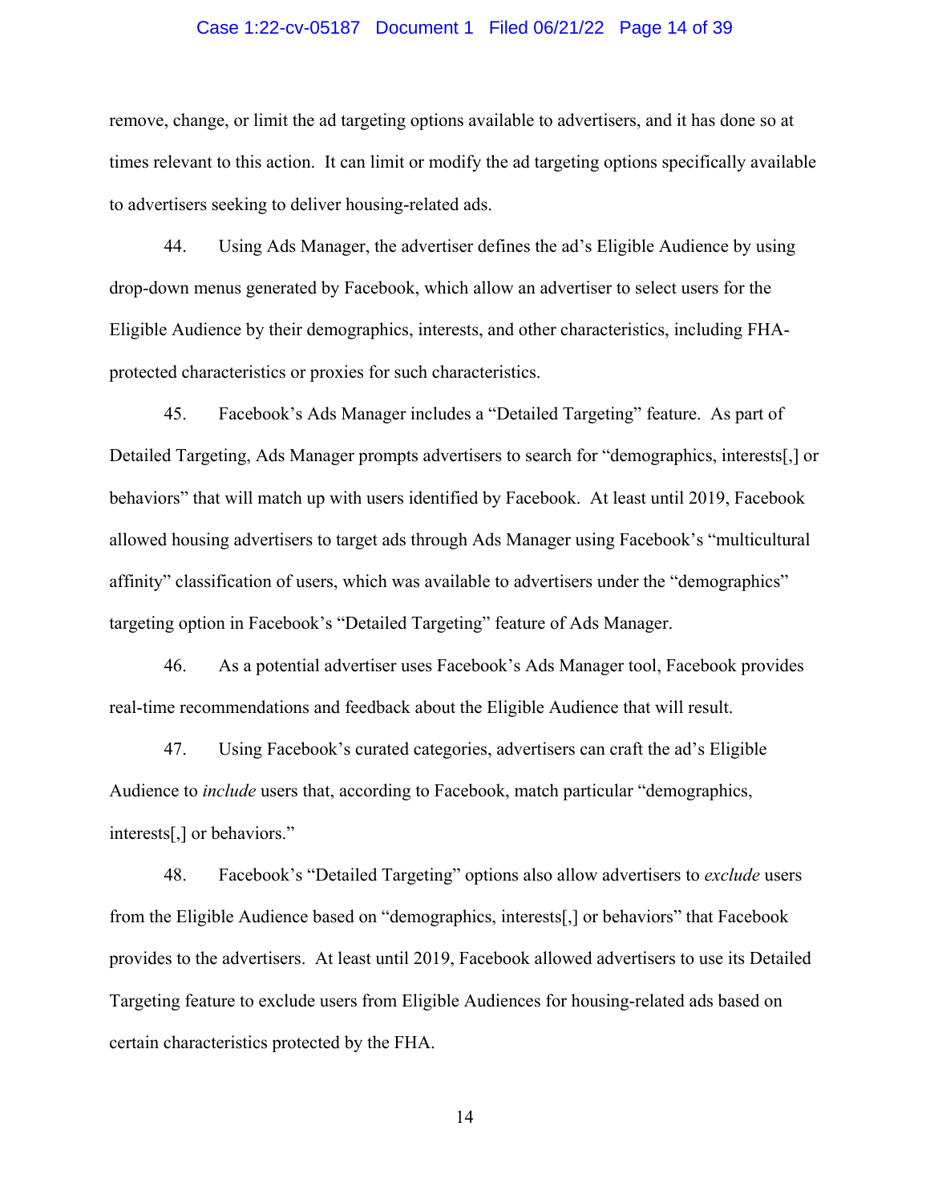remove, change, or limit the ad targeting options available to advertisers, and it has done so at times relevant to this action. It can limit or modify the ad targeting options specifically available to advertisers seeking to deliver housing-related ads.

44. Using Ads Manager, the advertiser defines the ad's Eligible Audience by using drop-down menus generated by Facebook, which allow an advertiser to select users for the Eligible Audience by their demographics, interests, and other characteristics, including FHA-protected characteristics or proxies for such characteristics.

45. Facebook's Ads Manager includes a "Detailed Targeting" feature. As part of Detailed Targeting, Ads Manager prompts advertisers to search for "demographics, interests[,] or behaviors" that will match up with users identified by Facebook. At least until 2019, Facebook allowed housing advertisers to target ads through Ads Manager using Facebook's "multicultural affinity" classification of users, which was available to advertisers under the "demographics" targeting option in Facebook's "Detailed Targeting" feature of Ads Manager.

46. As a potential advertiser uses Facebook's Ads Manager tool, Facebook provides real-time recommendations and feedback about the Eligible Audience that will result.

47. Using Facebook's curated categories, advertisers can craft the ad's Eligible Audience to *include* users that, according to Facebook, match particular "demographics, interests[,] or behaviors."

48. Facebook's "Detailed Targeting" options also allow advertisers to *exclude* users from the Eligible Audience based on "demographics, interests[,] or behaviors" that Facebook provides to the advertisers. At least until 2019, Facebook allowed advertisers to use its Detailed Targeting feature to exclude users from Eligible Audiences for housing-related ads based on certain characteristics protected by the FHA.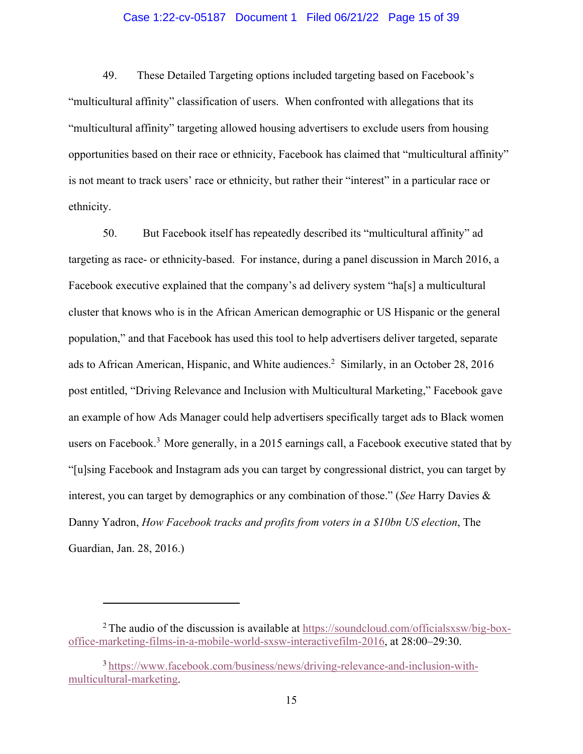49. These Detailed Targeting options included targeting based on Facebook's "multicultural affinity" classification of users. When confronted with allegations that its "multicultural affinity" targeting allowed housing advertisers to exclude users from housing opportunities based on their race or ethnicity, Facebook has claimed that "multicultural affinity" is not meant to track users' race or ethnicity, but rather their "interest" in a particular race or ethnicity.

50. But Facebook itself has repeatedly described its "multicultural affinity" ad targeting as race- or ethnicity-based. For instance, during a panel discussion in March 2016, a Facebook executive explained that the company's ad delivery system "ha[s] a multicultural cluster that knows who is in the African American demographic or US Hispanic or the general population," and that Facebook has used this tool to help advertisers deliver targeted, separate ads to African American, Hispanic, and White audiences.[2] Similarly, in an October 28, 2016 post entitled, "Driving Relevance and Inclusion with Multicultural Marketing," Facebook gave an example of how Ads Manager could help advertisers specifically target ads to Black women users on Facebook.[3] More generally, in a 2015 earnings call, a Facebook executive stated that by "[u]sing Facebook and Instagram ads you can target by congressional district, you can target by interest, you can target by demographics or any combination of those." (*See* Harry Davies & Danny Yadron, *How Facebook tracks and profits from voters in a $10bn US election*, The Guardian, Jan. 28, 2016.)

---

[2] The audio of the discussion is available at https://soundcloud.com/officialsxsw/big-box-office-marketing-films-in-a-mobile-world-sxsw-interactivefilm-2016, at 28:00–29:30.

[3] https://www.facebook.com/business/news/driving-relevance-and-inclusion-with-multicultural-marketing.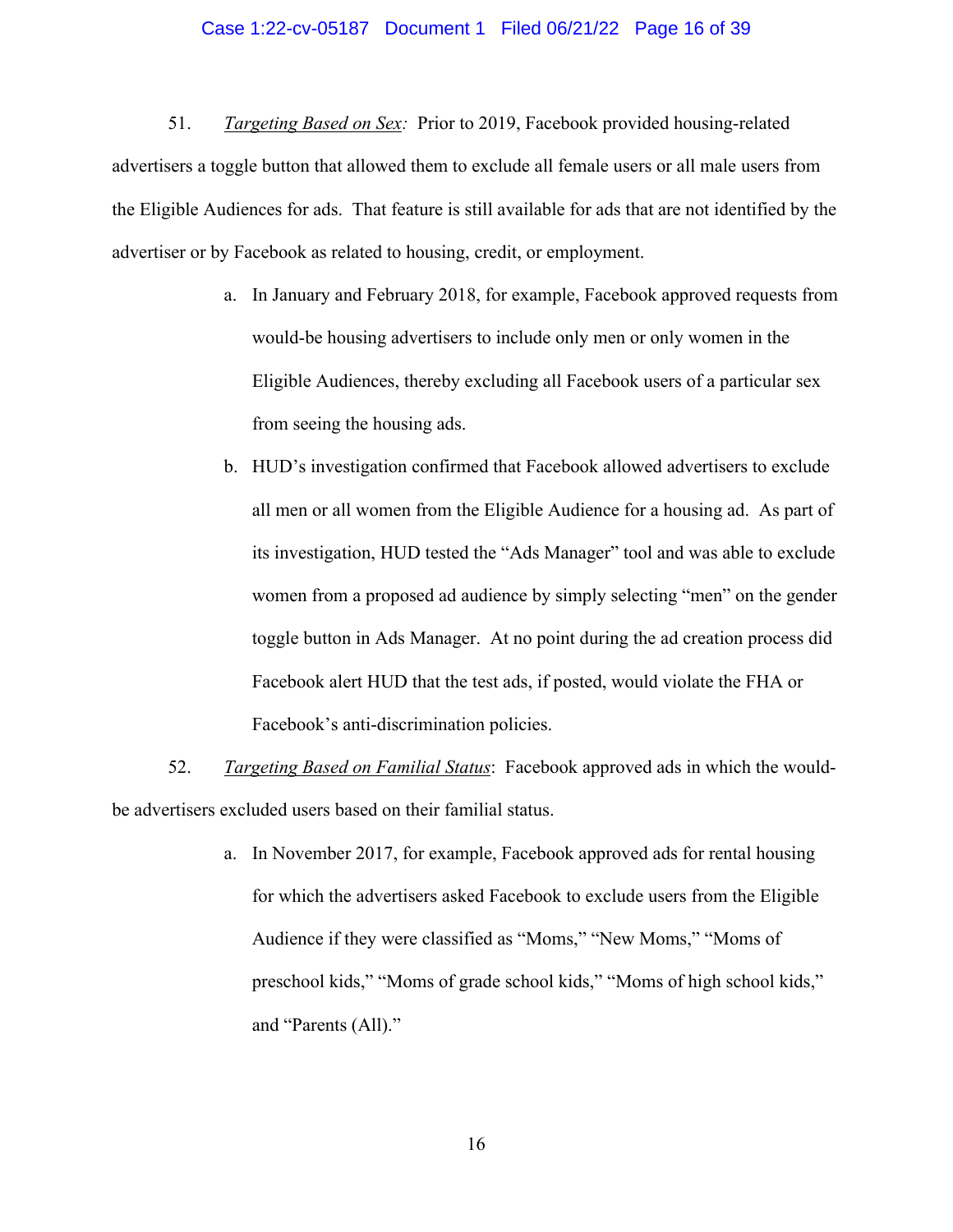51. *Targeting Based on Sex:* Prior to 2019, Facebook provided housing-related advertisers a toggle button that allowed them to exclude all female users or all male users from the Eligible Audiences for ads. That feature is still available for ads that are not identified by the advertiser or by Facebook as related to housing, credit, or employment.

a. In January and February 2018, for example, Facebook approved requests from would-be housing advertisers to include only men or only women in the Eligible Audiences, thereby excluding all Facebook users of a particular sex from seeing the housing ads.

b. HUD's investigation confirmed that Facebook allowed advertisers to exclude all men or all women from the Eligible Audience for a housing ad. As part of its investigation, HUD tested the "Ads Manager" tool and was able to exclude women from a proposed ad audience by simply selecting "men" on the gender toggle button in Ads Manager. At no point during the ad creation process did Facebook alert HUD that the test ads, if posted, would violate the FHA or Facebook's anti-discrimination policies.

52. *Targeting Based on Familial Status*: Facebook approved ads in which the would-be advertisers excluded users based on their familial status.

a. In November 2017, for example, Facebook approved ads for rental housing for which the advertisers asked Facebook to exclude users from the Eligible Audience if they were classified as "Moms," "New Moms," "Moms of preschool kids," "Moms of grade school kids," "Moms of high school kids," and "Parents (All)."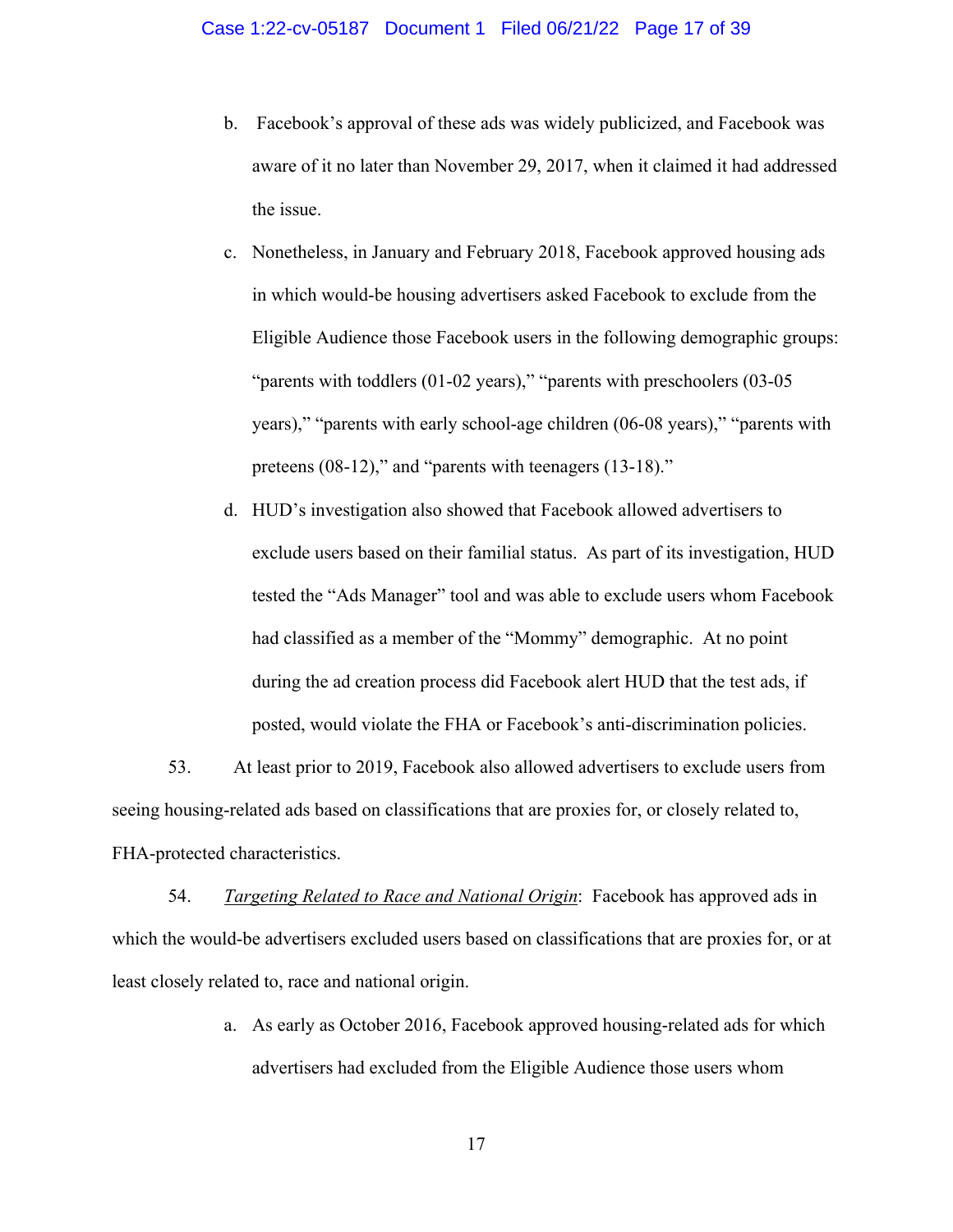b. Facebook's approval of these ads was widely publicized, and Facebook was aware of it no later than November 29, 2017, when it claimed it had addressed the issue.

c. Nonetheless, in January and February 2018, Facebook approved housing ads in which would-be housing advertisers asked Facebook to exclude from the Eligible Audience those Facebook users in the following demographic groups: "parents with toddlers (01-02 years)," "parents with preschoolers (03-05 years)," "parents with early school-age children (06-08 years)," "parents with preteens (08-12)," and "parents with teenagers (13-18)."

d. HUD's investigation also showed that Facebook allowed advertisers to exclude users based on their familial status. As part of its investigation, HUD tested the "Ads Manager" tool and was able to exclude users whom Facebook had classified as a member of the "Mommy" demographic. At no point during the ad creation process did Facebook alert HUD that the test ads, if posted, would violate the FHA or Facebook's anti-discrimination policies.

53. At least prior to 2019, Facebook also allowed advertisers to exclude users from seeing housing-related ads based on classifications that are proxies for, or closely related to, FHA-protected characteristics.

54. *Targeting Related to Race and National Origin*: Facebook has approved ads in which the would-be advertisers excluded users based on classifications that are proxies for, or at least closely related to, race and national origin.

a. As early as October 2016, Facebook approved housing-related ads for which advertisers had excluded from the Eligible Audience those users whom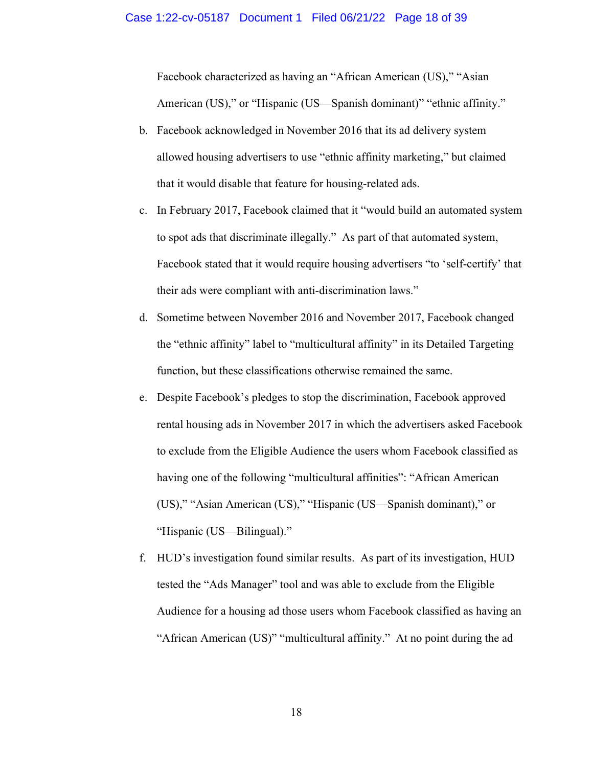Facebook characterized as having an "African American (US)," "Asian American (US)," or "Hispanic (US—Spanish dominant)" "ethnic affinity."

b. Facebook acknowledged in November 2016 that its ad delivery system allowed housing advertisers to use "ethnic affinity marketing," but claimed that it would disable that feature for housing-related ads.

c. In February 2017, Facebook claimed that it "would build an automated system to spot ads that discriminate illegally." As part of that automated system, Facebook stated that it would require housing advertisers "to 'self-certify' that their ads were compliant with anti-discrimination laws."

d. Sometime between November 2016 and November 2017, Facebook changed the "ethnic affinity" label to "multicultural affinity" in its Detailed Targeting function, but these classifications otherwise remained the same.

e. Despite Facebook's pledges to stop the discrimination, Facebook approved rental housing ads in November 2017 in which the advertisers asked Facebook to exclude from the Eligible Audience the users whom Facebook classified as having one of the following "multicultural affinities": "African American (US)," "Asian American (US)," "Hispanic (US—Spanish dominant)," or "Hispanic (US—Bilingual)."

f. HUD's investigation found similar results. As part of its investigation, HUD tested the "Ads Manager" tool and was able to exclude from the Eligible Audience for a housing ad those users whom Facebook classified as having an "African American (US)" "multicultural affinity." At no point during the ad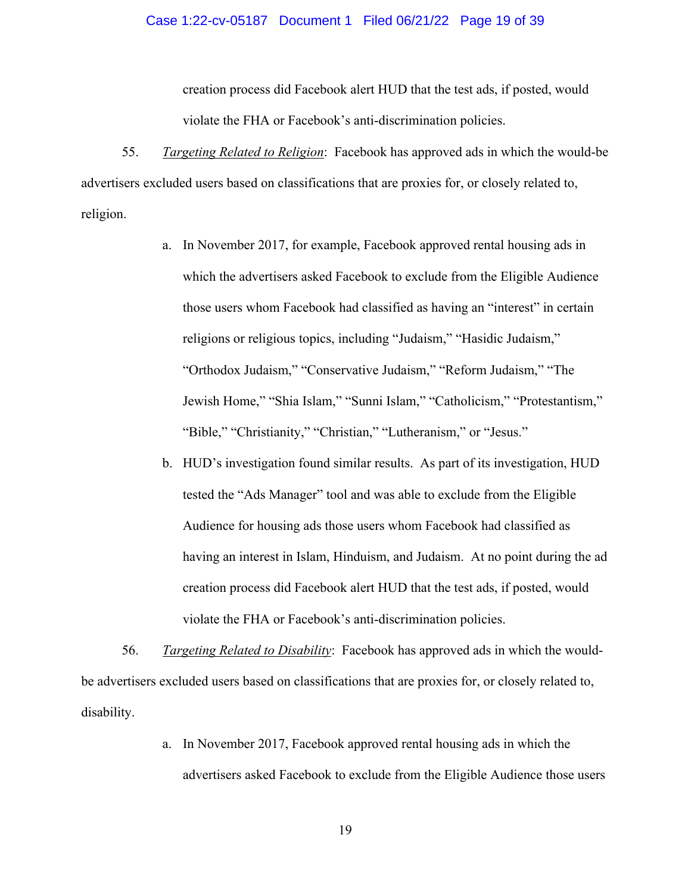creation process did Facebook alert HUD that the test ads, if posted, would violate the FHA or Facebook's anti-discrimination policies.

55. *Targeting Related to Religion*: Facebook has approved ads in which the would-be advertisers excluded users based on classifications that are proxies for, or closely related to, religion.

a. In November 2017, for example, Facebook approved rental housing ads in which the advertisers asked Facebook to exclude from the Eligible Audience those users whom Facebook had classified as having an "interest" in certain religions or religious topics, including "Judaism," "Hasidic Judaism," "Orthodox Judaism," "Conservative Judaism," "Reform Judaism," "The Jewish Home," "Shia Islam," "Sunni Islam," "Catholicism," "Protestantism," "Bible," "Christianity," "Christian," "Lutheranism," or "Jesus."

b. HUD's investigation found similar results. As part of its investigation, HUD tested the "Ads Manager" tool and was able to exclude from the Eligible Audience for housing ads those users whom Facebook had classified as having an interest in Islam, Hinduism, and Judaism. At no point during the ad creation process did Facebook alert HUD that the test ads, if posted, would violate the FHA or Facebook's anti-discrimination policies.

56. *Targeting Related to Disability*: Facebook has approved ads in which the would-be advertisers excluded users based on classifications that are proxies for, or closely related to, disability.

a. In November 2017, Facebook approved rental housing ads in which the advertisers asked Facebook to exclude from the Eligible Audience those users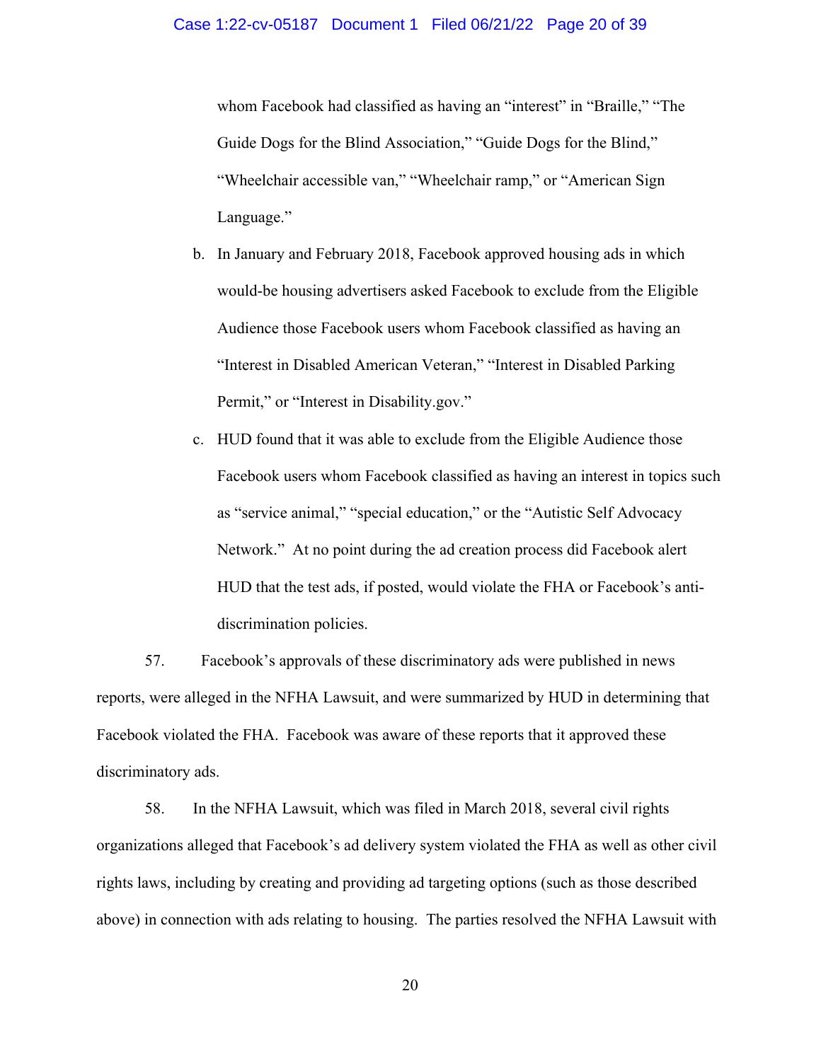whom Facebook had classified as having an "interest" in "Braille," "The Guide Dogs for the Blind Association," "Guide Dogs for the Blind," "Wheelchair accessible van," "Wheelchair ramp," or "American Sign Language."

b. In January and February 2018, Facebook approved housing ads in which would-be housing advertisers asked Facebook to exclude from the Eligible Audience those Facebook users whom Facebook classified as having an "Interest in Disabled American Veteran," "Interest in Disabled Parking Permit," or "Interest in Disability.gov."

c. HUD found that it was able to exclude from the Eligible Audience those Facebook users whom Facebook classified as having an interest in topics such as "service animal," "special education," or the "Autistic Self Advocacy Network." At no point during the ad creation process did Facebook alert HUD that the test ads, if posted, would violate the FHA or Facebook's anti-discrimination policies.

57. Facebook's approvals of these discriminatory ads were published in news reports, were alleged in the NFHA Lawsuit, and were summarized by HUD in determining that Facebook violated the FHA. Facebook was aware of these reports that it approved these discriminatory ads.

58. In the NFHA Lawsuit, which was filed in March 2018, several civil rights organizations alleged that Facebook's ad delivery system violated the FHA as well as other civil rights laws, including by creating and providing ad targeting options (such as those described above) in connection with ads relating to housing. The parties resolved the NFHA Lawsuit with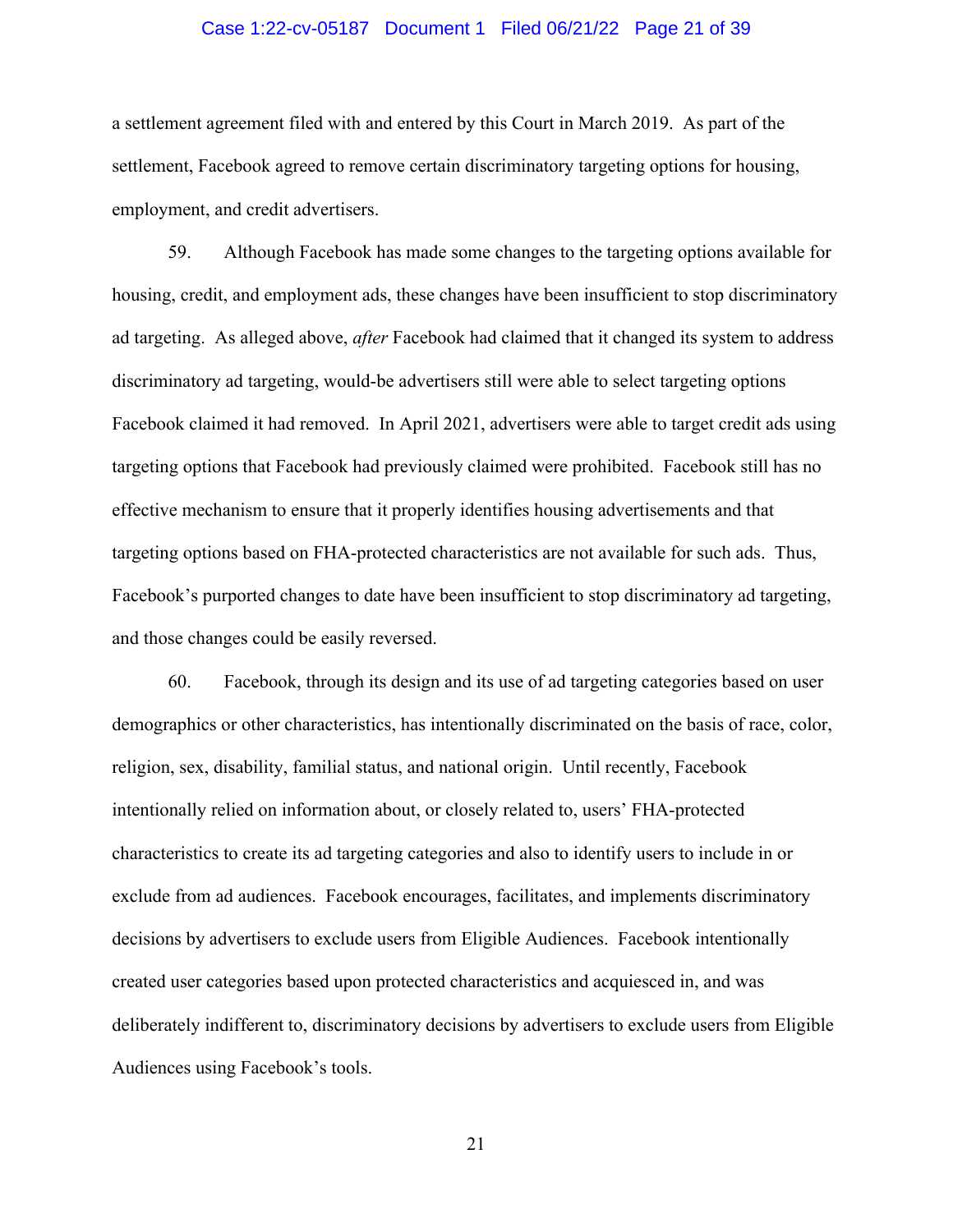a settlement agreement filed with and entered by this Court in March 2019. As part of the settlement, Facebook agreed to remove certain discriminatory targeting options for housing, employment, and credit advertisers.

59. Although Facebook has made some changes to the targeting options available for housing, credit, and employment ads, these changes have been insufficient to stop discriminatory ad targeting. As alleged above, *after* Facebook had claimed that it changed its system to address discriminatory ad targeting, would-be advertisers still were able to select targeting options Facebook claimed it had removed. In April 2021, advertisers were able to target credit ads using targeting options that Facebook had previously claimed were prohibited. Facebook still has no effective mechanism to ensure that it properly identifies housing advertisements and that targeting options based on FHA-protected characteristics are not available for such ads. Thus, Facebook's purported changes to date have been insufficient to stop discriminatory ad targeting, and those changes could be easily reversed.

60. Facebook, through its design and its use of ad targeting categories based on user demographics or other characteristics, has intentionally discriminated on the basis of race, color, religion, sex, disability, familial status, and national origin. Until recently, Facebook intentionally relied on information about, or closely related to, users' FHA-protected characteristics to create its ad targeting categories and also to identify users to include in or exclude from ad audiences. Facebook encourages, facilitates, and implements discriminatory decisions by advertisers to exclude users from Eligible Audiences. Facebook intentionally created user categories based upon protected characteristics and acquiesced in, and was deliberately indifferent to, discriminatory decisions by advertisers to exclude users from Eligible Audiences using Facebook's tools.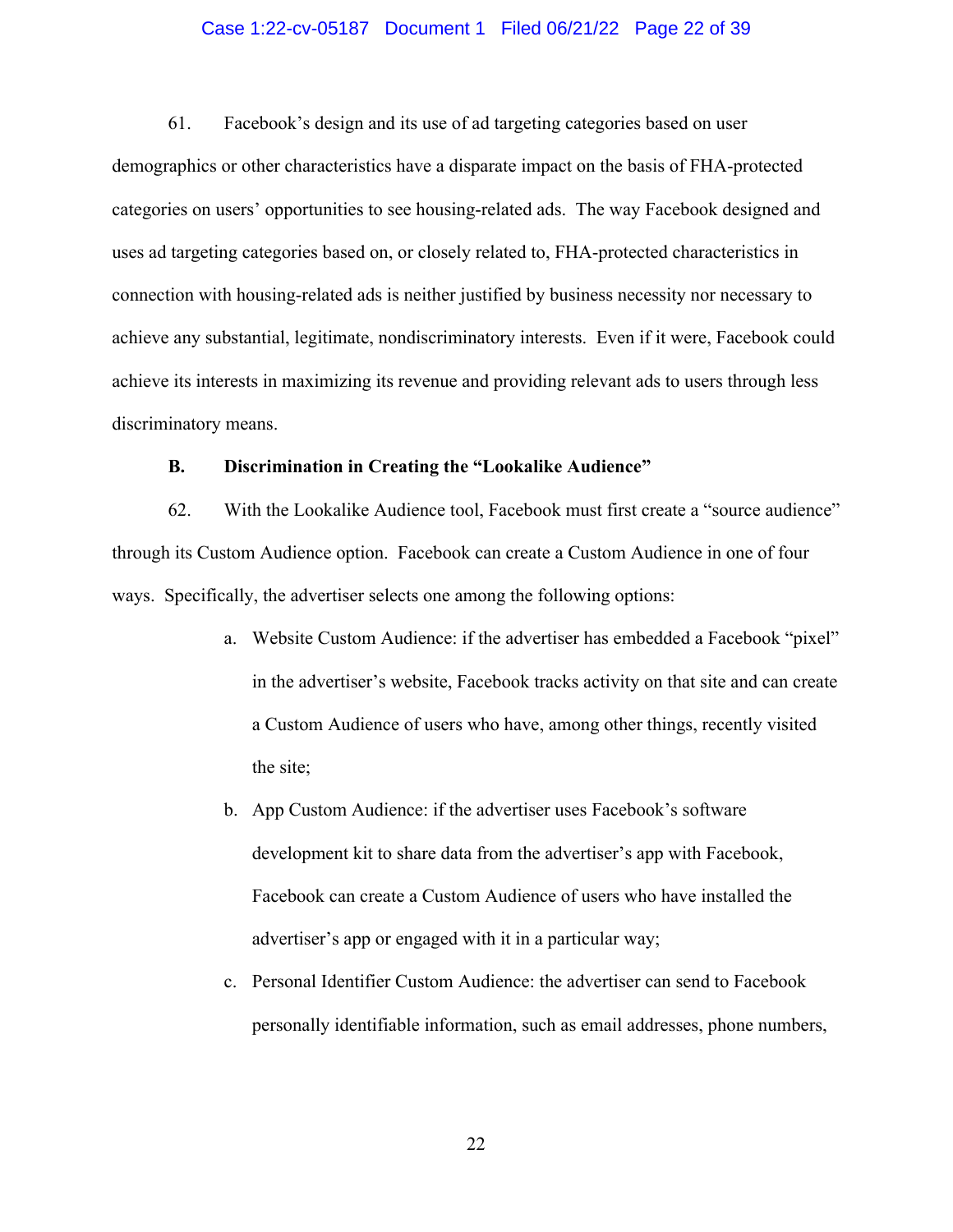61. Facebook's design and its use of ad targeting categories based on user demographics or other characteristics have a disparate impact on the basis of FHA-protected categories on users' opportunities to see housing-related ads. The way Facebook designed and uses ad targeting categories based on, or closely related to, FHA-protected characteristics in connection with housing-related ads is neither justified by business necessity nor necessary to achieve any substantial, legitimate, nondiscriminatory interests. Even if it were, Facebook could achieve its interests in maximizing its revenue and providing relevant ads to users through less discriminatory means.

### B. Discrimination in Creating the "Lookalike Audience"

62. With the Lookalike Audience tool, Facebook must first create a "source audience" through its Custom Audience option. Facebook can create a Custom Audience in one of four ways. Specifically, the advertiser selects one among the following options:

a. Website Custom Audience: if the advertiser has embedded a Facebook "pixel" in the advertiser's website, Facebook tracks activity on that site and can create a Custom Audience of users who have, among other things, recently visited the site;

b. App Custom Audience: if the advertiser uses Facebook's software development kit to share data from the advertiser's app with Facebook, Facebook can create a Custom Audience of users who have installed the advertiser's app or engaged with it in a particular way;

c. Personal Identifier Custom Audience: the advertiser can send to Facebook personally identifiable information, such as email addresses, phone numbers,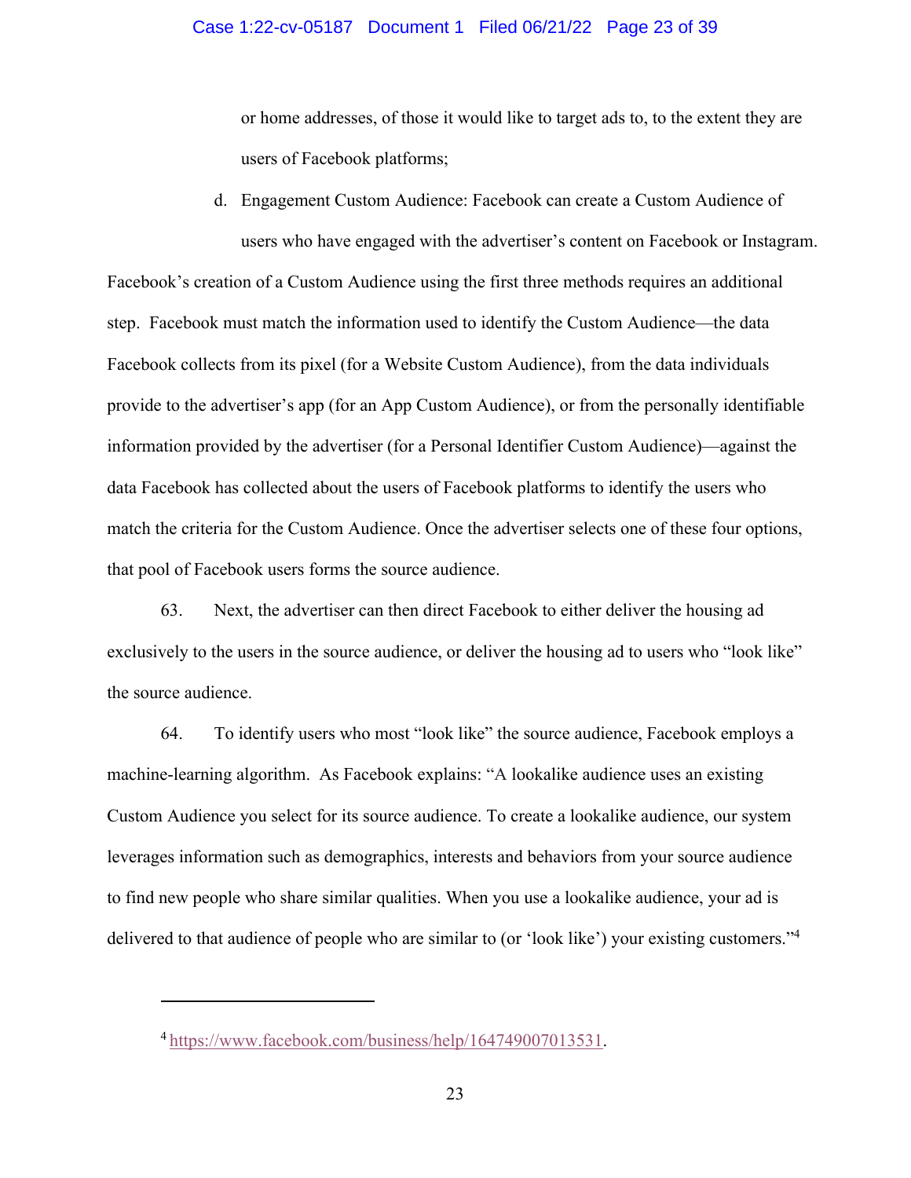or home addresses, of those it would like to target ads to, to the extent they are users of Facebook platforms;

d. Engagement Custom Audience: Facebook can create a Custom Audience of users who have engaged with the advertiser's content on Facebook or Instagram.

Facebook's creation of a Custom Audience using the first three methods requires an additional step. Facebook must match the information used to identify the Custom Audience—the data Facebook collects from its pixel (for a Website Custom Audience), from the data individuals provide to the advertiser's app (for an App Custom Audience), or from the personally identifiable information provided by the advertiser (for a Personal Identifier Custom Audience)—against the data Facebook has collected about the users of Facebook platforms to identify the users who match the criteria for the Custom Audience. Once the advertiser selects one of these four options, that pool of Facebook users forms the source audience.

63. Next, the advertiser can then direct Facebook to either deliver the housing ad exclusively to the users in the source audience, or deliver the housing ad to users who "look like" the source audience.

64. To identify users who most "look like" the source audience, Facebook employs a machine-learning algorithm. As Facebook explains: "A lookalike audience uses an existing Custom Audience you select for its source audience. To create a lookalike audience, our system leverages information such as demographics, interests and behaviors from your source audience to find new people who share similar qualities. When you use a lookalike audience, your ad is delivered to that audience of people who are similar to (or 'look like') your existing customers."[4]

---

[4] https://www.facebook.com/business/help/164749007013531.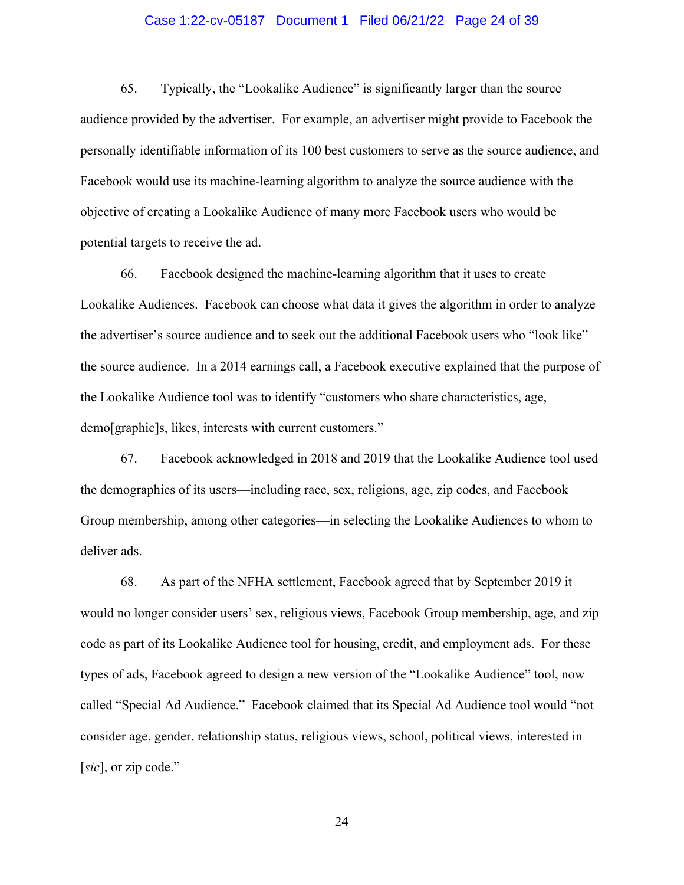65. Typically, the "Lookalike Audience" is significantly larger than the source audience provided by the advertiser. For example, an advertiser might provide to Facebook the personally identifiable information of its 100 best customers to serve as the source audience, and Facebook would use its machine-learning algorithm to analyze the source audience with the objective of creating a Lookalike Audience of many more Facebook users who would be potential targets to receive the ad.

66. Facebook designed the machine-learning algorithm that it uses to create Lookalike Audiences. Facebook can choose what data it gives the algorithm in order to analyze the advertiser's source audience and to seek out the additional Facebook users who "look like" the source audience. In a 2014 earnings call, a Facebook executive explained that the purpose of the Lookalike Audience tool was to identify "customers who share characteristics, age, demo[graphic]s, likes, interests with current customers."

67. Facebook acknowledged in 2018 and 2019 that the Lookalike Audience tool used the demographics of its users—including race, sex, religions, age, zip codes, and Facebook Group membership, among other categories—in selecting the Lookalike Audiences to whom to deliver ads.

68. As part of the NFHA settlement, Facebook agreed that by September 2019 it would no longer consider users' sex, religious views, Facebook Group membership, age, and zip code as part of its Lookalike Audience tool for housing, credit, and employment ads. For these types of ads, Facebook agreed to design a new version of the "Lookalike Audience" tool, now called "Special Ad Audience." Facebook claimed that its Special Ad Audience tool would "not consider age, gender, relationship status, religious views, school, political views, interested in [*sic*], or zip code."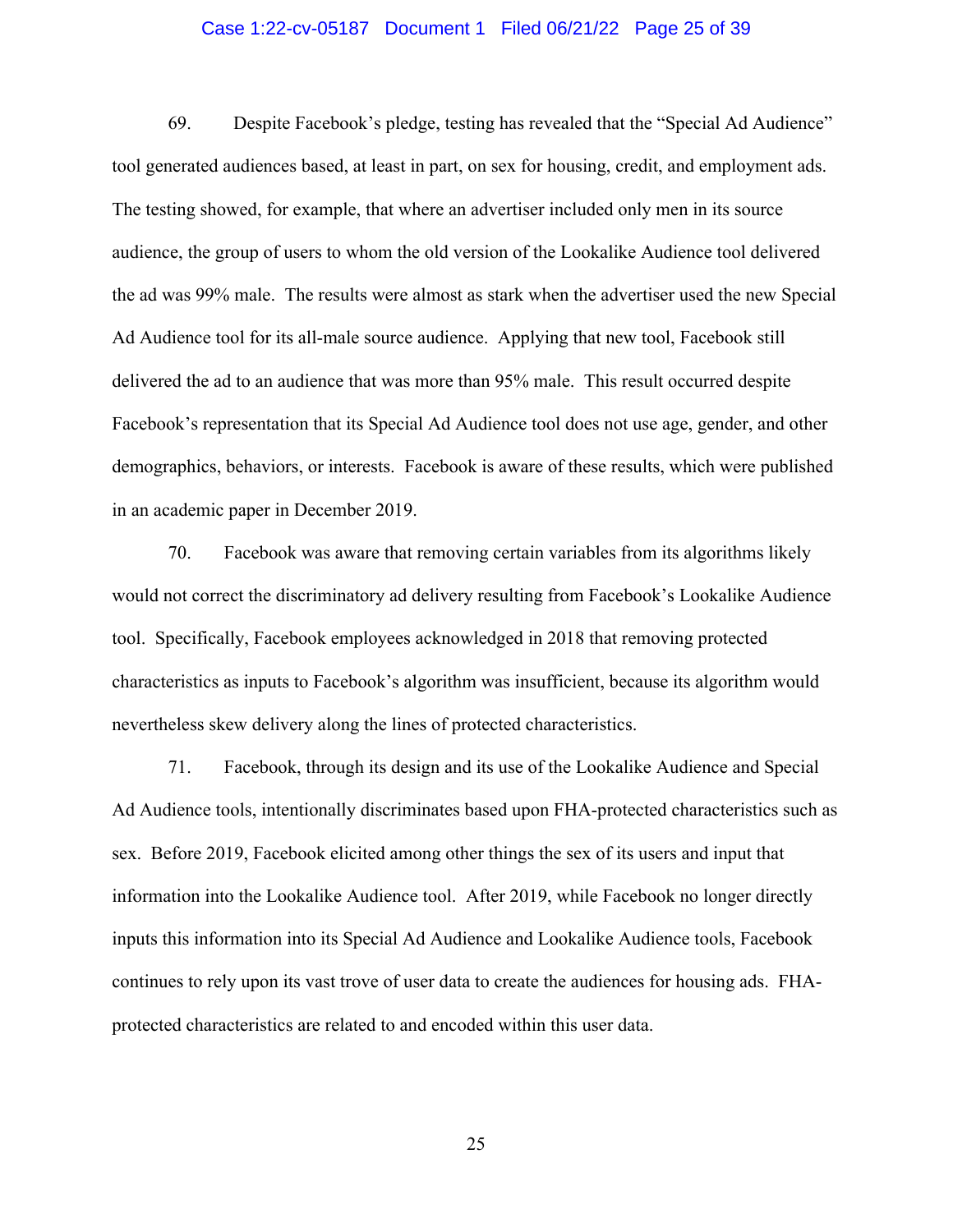69. Despite Facebook's pledge, testing has revealed that the "Special Ad Audience" tool generated audiences based, at least in part, on sex for housing, credit, and employment ads. The testing showed, for example, that where an advertiser included only men in its source audience, the group of users to whom the old version of the Lookalike Audience tool delivered the ad was 99% male. The results were almost as stark when the advertiser used the new Special Ad Audience tool for its all-male source audience. Applying that new tool, Facebook still delivered the ad to an audience that was more than 95% male. This result occurred despite Facebook's representation that its Special Ad Audience tool does not use age, gender, and other demographics, behaviors, or interests. Facebook is aware of these results, which were published in an academic paper in December 2019.

70. Facebook was aware that removing certain variables from its algorithms likely would not correct the discriminatory ad delivery resulting from Facebook's Lookalike Audience tool. Specifically, Facebook employees acknowledged in 2018 that removing protected characteristics as inputs to Facebook's algorithm was insufficient, because its algorithm would nevertheless skew delivery along the lines of protected characteristics.

71. Facebook, through its design and its use of the Lookalike Audience and Special Ad Audience tools, intentionally discriminates based upon FHA-protected characteristics such as sex. Before 2019, Facebook elicited among other things the sex of its users and input that information into the Lookalike Audience tool. After 2019, while Facebook no longer directly inputs this information into its Special Ad Audience and Lookalike Audience tools, Facebook continues to rely upon its vast trove of user data to create the audiences for housing ads. FHA-protected characteristics are related to and encoded within this user data.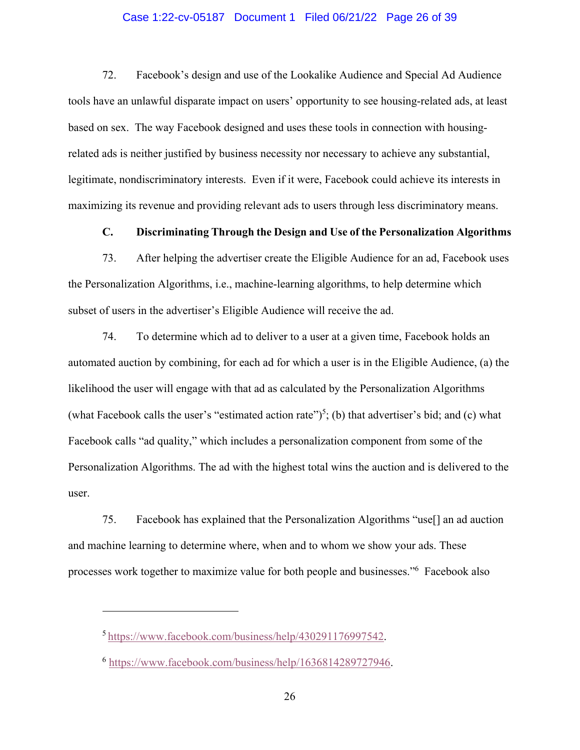72. Facebook's design and use of the Lookalike Audience and Special Ad Audience tools have an unlawful disparate impact on users' opportunity to see housing-related ads, at least based on sex. The way Facebook designed and uses these tools in connection with housing-related ads is neither justified by business necessity nor necessary to achieve any substantial, legitimate, nondiscriminatory interests. Even if it were, Facebook could achieve its interests in maximizing its revenue and providing relevant ads to users through less discriminatory means.

### C. Discriminating Through the Design and Use of the Personalization Algorithms

73. After helping the advertiser create the Eligible Audience for an ad, Facebook uses the Personalization Algorithms, i.e., machine-learning algorithms, to help determine which subset of users in the advertiser's Eligible Audience will receive the ad.

74. To determine which ad to deliver to a user at a given time, Facebook holds an automated auction by combining, for each ad for which a user is in the Eligible Audience, (a) the likelihood the user will engage with that ad as calculated by the Personalization Algorithms (what Facebook calls the user's "estimated action rate")[5]; (b) that advertiser's bid; and (c) what Facebook calls "ad quality," which includes a personalization component from some of the Personalization Algorithms. The ad with the highest total wins the auction and is delivered to the user.

75. Facebook has explained that the Personalization Algorithms "use[] an ad auction and machine learning to determine where, when and to whom we show your ads. These processes work together to maximize value for both people and businesses."[6] Facebook also

---

[5] https://www.facebook.com/business/help/430291176997542.

[6] https://www.facebook.com/business/help/1636814289727946.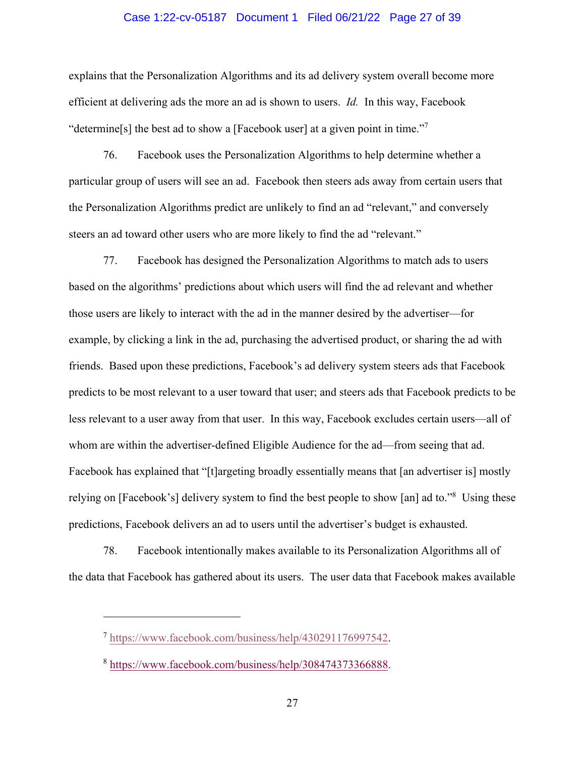explains that the Personalization Algorithms and its ad delivery system overall become more efficient at delivering ads the more an ad is shown to users. *Id.* In this way, Facebook "determine[s] the best ad to show a [Facebook user] at a given point in time."[7]

76. Facebook uses the Personalization Algorithms to help determine whether a particular group of users will see an ad. Facebook then steers ads away from certain users that the Personalization Algorithms predict are unlikely to find an ad "relevant," and conversely steers an ad toward other users who are more likely to find the ad "relevant."

77. Facebook has designed the Personalization Algorithms to match ads to users based on the algorithms' predictions about which users will find the ad relevant and whether those users are likely to interact with the ad in the manner desired by the advertiser—for example, by clicking a link in the ad, purchasing the advertised product, or sharing the ad with friends. Based upon these predictions, Facebook's ad delivery system steers ads that Facebook predicts to be most relevant to a user toward that user; and steers ads that Facebook predicts to be less relevant to a user away from that user. In this way, Facebook excludes certain users—all of whom are within the advertiser-defined Eligible Audience for the ad—from seeing that ad. Facebook has explained that "[t]argeting broadly essentially means that [an advertiser is] mostly relying on [Facebook's] delivery system to find the best people to show [an] ad to."[8] Using these predictions, Facebook delivers an ad to users until the advertiser's budget is exhausted.

78. Facebook intentionally makes available to its Personalization Algorithms all of the data that Facebook has gathered about its users. The user data that Facebook makes available

---

[7] https://www.facebook.com/business/help/430291176997542.

[8] https://www.facebook.com/business/help/308474373366888.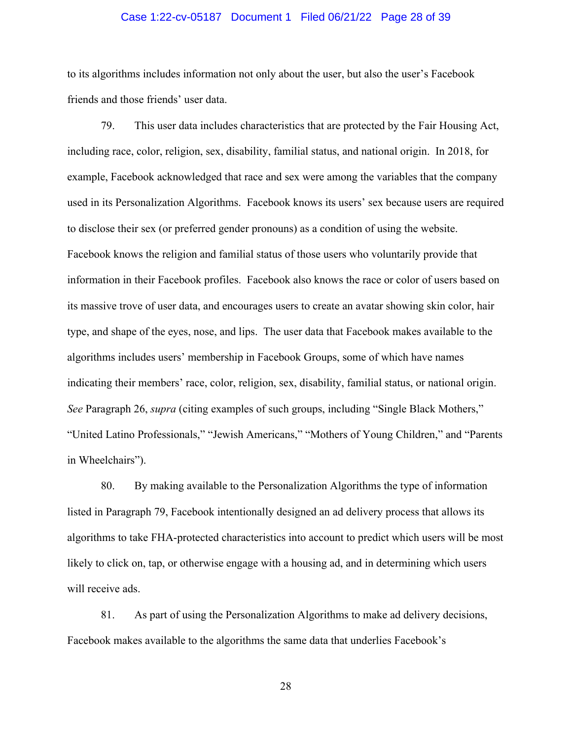to its algorithms includes information not only about the user, but also the user's Facebook friends and those friends' user data.

79. This user data includes characteristics that are protected by the Fair Housing Act, including race, color, religion, sex, disability, familial status, and national origin. In 2018, for example, Facebook acknowledged that race and sex were among the variables that the company used in its Personalization Algorithms. Facebook knows its users' sex because users are required to disclose their sex (or preferred gender pronouns) as a condition of using the website. Facebook knows the religion and familial status of those users who voluntarily provide that information in their Facebook profiles. Facebook also knows the race or color of users based on its massive trove of user data, and encourages users to create an avatar showing skin color, hair type, and shape of the eyes, nose, and lips. The user data that Facebook makes available to the algorithms includes users' membership in Facebook Groups, some of which have names indicating their members' race, color, religion, sex, disability, familial status, or national origin. *See* Paragraph 26, *supra* (citing examples of such groups, including "Single Black Mothers," "United Latino Professionals," "Jewish Americans," "Mothers of Young Children," and "Parents in Wheelchairs").

80. By making available to the Personalization Algorithms the type of information listed in Paragraph 79, Facebook intentionally designed an ad delivery process that allows its algorithms to take FHA-protected characteristics into account to predict which users will be most likely to click on, tap, or otherwise engage with a housing ad, and in determining which users will receive ads.

81. As part of using the Personalization Algorithms to make ad delivery decisions, Facebook makes available to the algorithms the same data that underlies Facebook's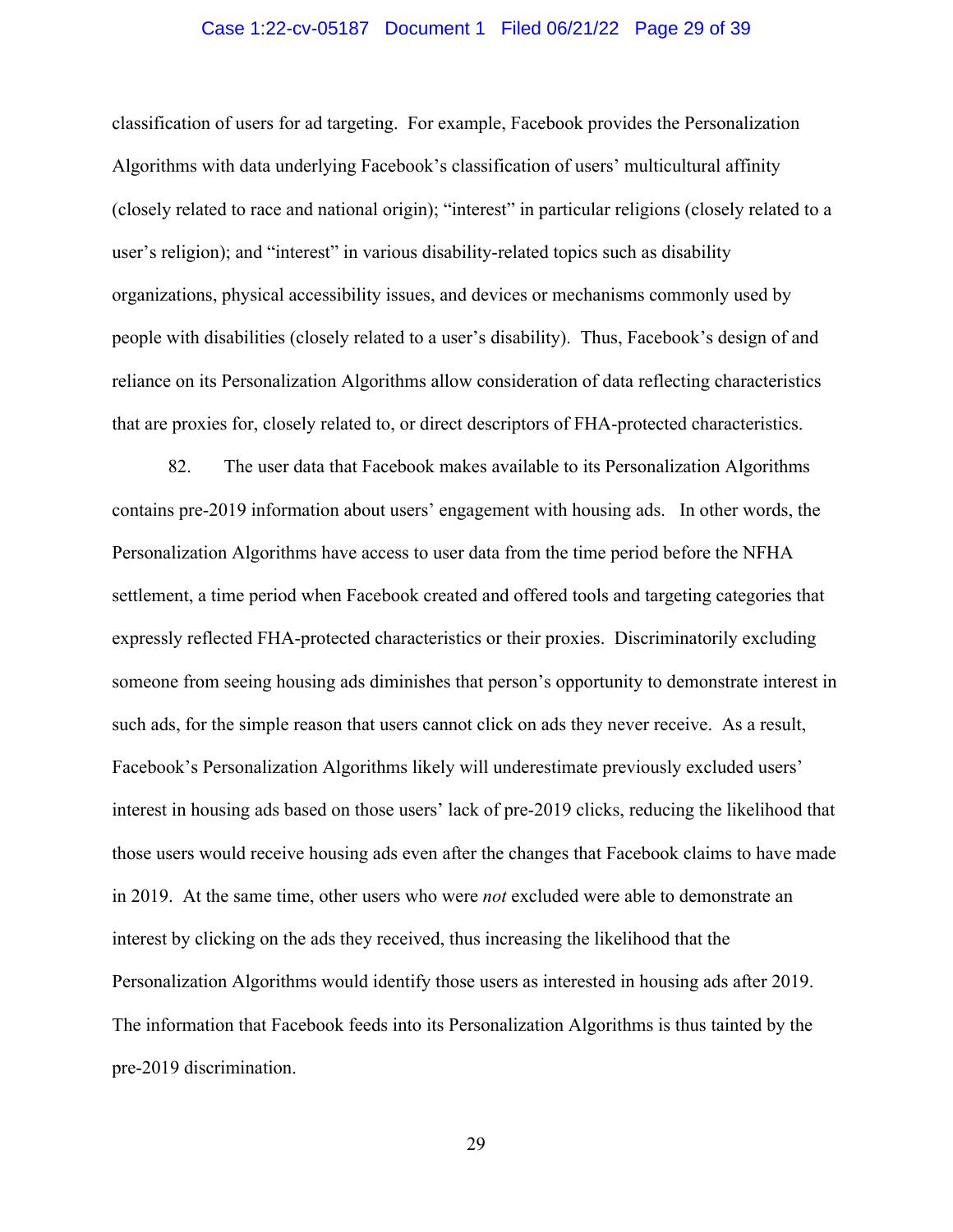classification of users for ad targeting. For example, Facebook provides the Personalization Algorithms with data underlying Facebook's classification of users' multicultural affinity (closely related to race and national origin); "interest" in particular religions (closely related to a user's religion); and "interest" in various disability-related topics such as disability organizations, physical accessibility issues, and devices or mechanisms commonly used by people with disabilities (closely related to a user's disability). Thus, Facebook's design of and reliance on its Personalization Algorithms allow consideration of data reflecting characteristics that are proxies for, closely related to, or direct descriptors of FHA-protected characteristics.

82. The user data that Facebook makes available to its Personalization Algorithms contains pre-2019 information about users' engagement with housing ads. In other words, the Personalization Algorithms have access to user data from the time period before the NFHA settlement, a time period when Facebook created and offered tools and targeting categories that expressly reflected FHA-protected characteristics or their proxies. Discriminatorily excluding someone from seeing housing ads diminishes that person's opportunity to demonstrate interest in such ads, for the simple reason that users cannot click on ads they never receive. As a result, Facebook's Personalization Algorithms likely will underestimate previously excluded users' interest in housing ads based on those users' lack of pre-2019 clicks, reducing the likelihood that those users would receive housing ads even after the changes that Facebook claims to have made in 2019. At the same time, other users who were *not* excluded were able to demonstrate an interest by clicking on the ads they received, thus increasing the likelihood that the Personalization Algorithms would identify those users as interested in housing ads after 2019. The information that Facebook feeds into its Personalization Algorithms is thus tainted by the pre-2019 discrimination.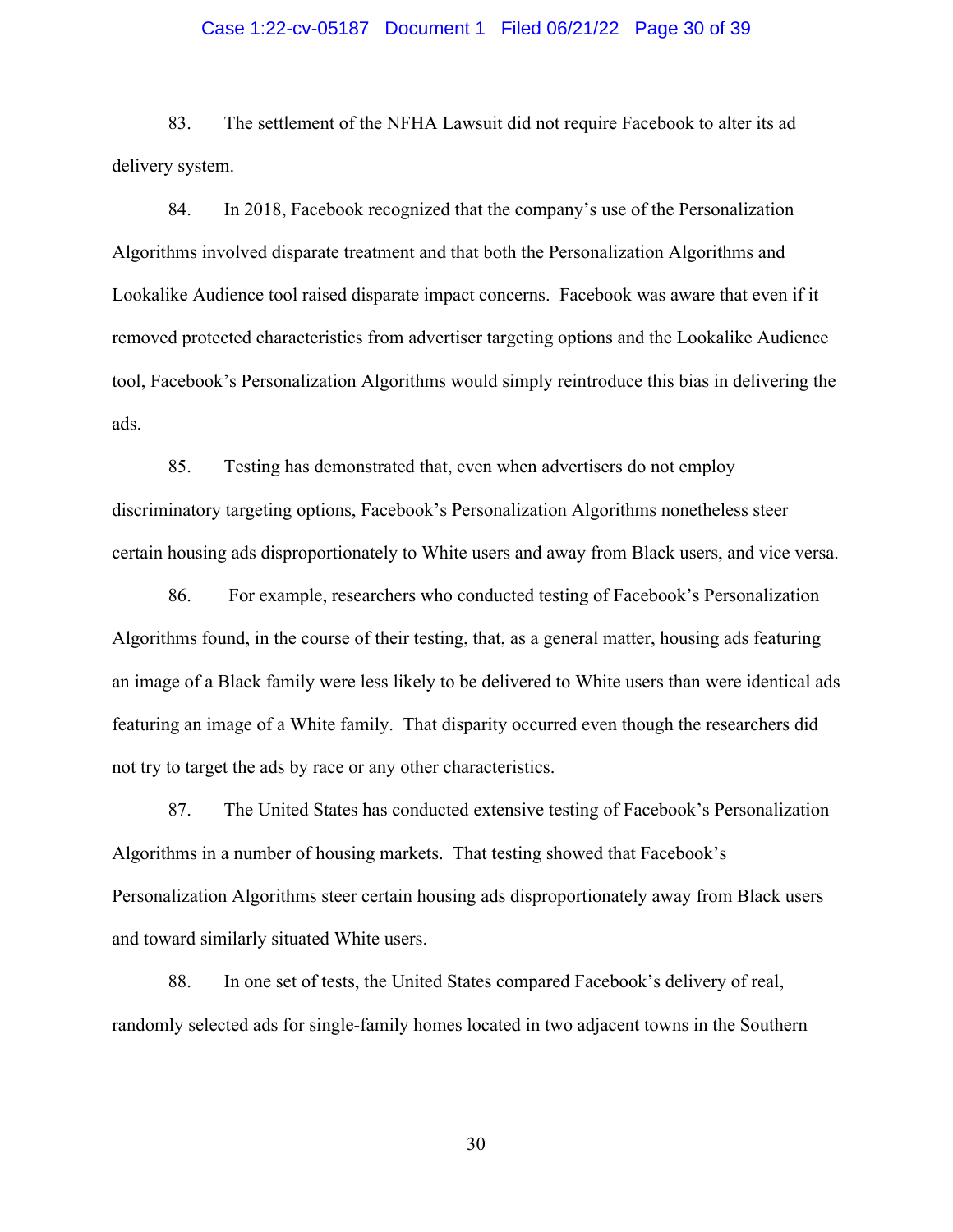83. The settlement of the NFHA Lawsuit did not require Facebook to alter its ad delivery system.

84. In 2018, Facebook recognized that the company's use of the Personalization Algorithms involved disparate treatment and that both the Personalization Algorithms and Lookalike Audience tool raised disparate impact concerns. Facebook was aware that even if it removed protected characteristics from advertiser targeting options and the Lookalike Audience tool, Facebook's Personalization Algorithms would simply reintroduce this bias in delivering the ads.

85. Testing has demonstrated that, even when advertisers do not employ discriminatory targeting options, Facebook's Personalization Algorithms nonetheless steer certain housing ads disproportionately to White users and away from Black users, and vice versa.

86. For example, researchers who conducted testing of Facebook's Personalization Algorithms found, in the course of their testing, that, as a general matter, housing ads featuring an image of a Black family were less likely to be delivered to White users than were identical ads featuring an image of a White family. That disparity occurred even though the researchers did not try to target the ads by race or any other characteristics.

87. The United States has conducted extensive testing of Facebook's Personalization Algorithms in a number of housing markets. That testing showed that Facebook's Personalization Algorithms steer certain housing ads disproportionately away from Black users and toward similarly situated White users.

88. In one set of tests, the United States compared Facebook's delivery of real, randomly selected ads for single-family homes located in two adjacent towns in the Southern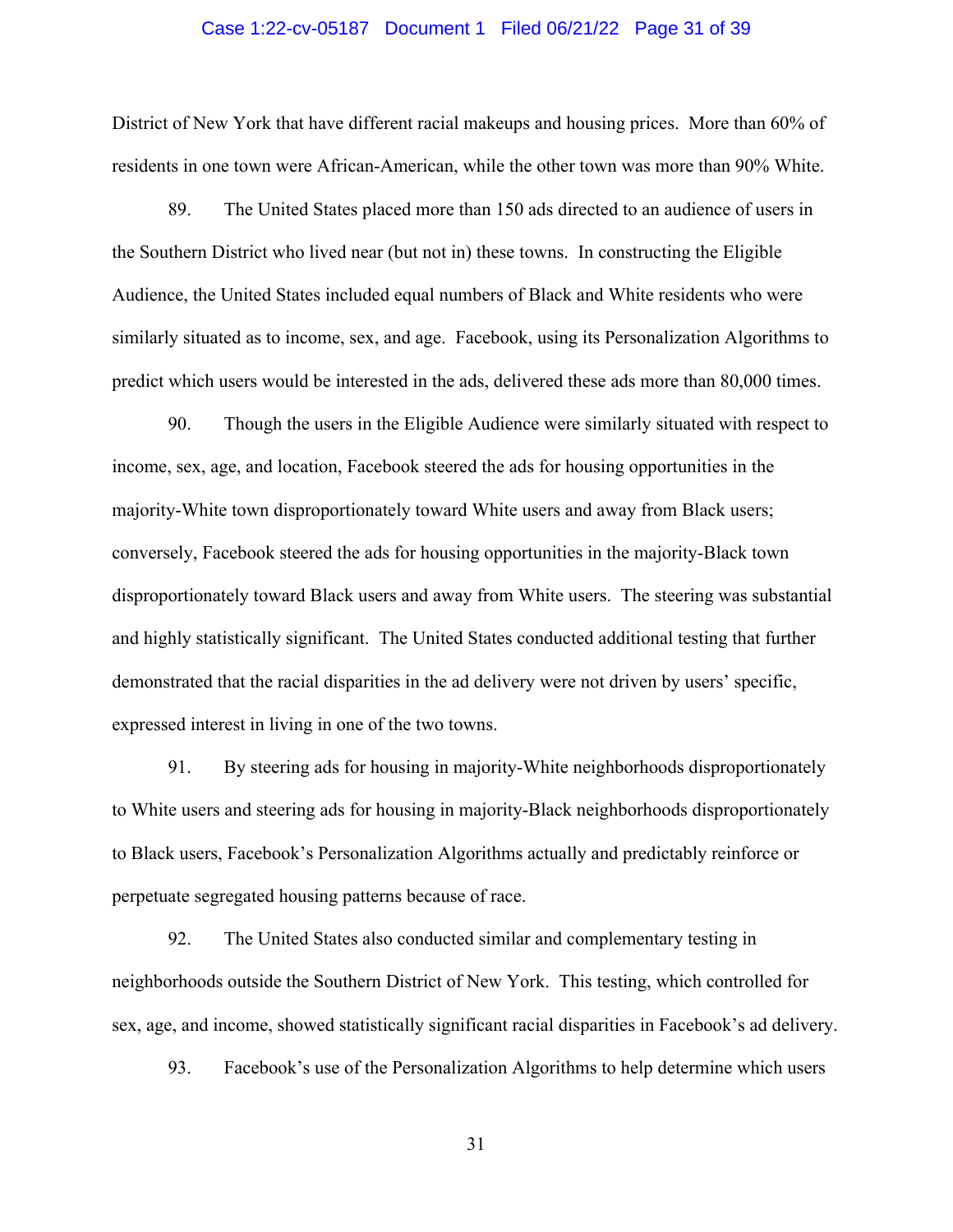District of New York that have different racial makeups and housing prices. More than 60% of residents in one town were African-American, while the other town was more than 90% White.

89. The United States placed more than 150 ads directed to an audience of users in the Southern District who lived near (but not in) these towns. In constructing the Eligible Audience, the United States included equal numbers of Black and White residents who were similarly situated as to income, sex, and age. Facebook, using its Personalization Algorithms to predict which users would be interested in the ads, delivered these ads more than 80,000 times.

90. Though the users in the Eligible Audience were similarly situated with respect to income, sex, age, and location, Facebook steered the ads for housing opportunities in the majority-White town disproportionately toward White users and away from Black users; conversely, Facebook steered the ads for housing opportunities in the majority-Black town disproportionately toward Black users and away from White users. The steering was substantial and highly statistically significant. The United States conducted additional testing that further demonstrated that the racial disparities in the ad delivery were not driven by users' specific, expressed interest in living in one of the two towns.

91. By steering ads for housing in majority-White neighborhoods disproportionately to White users and steering ads for housing in majority-Black neighborhoods disproportionately to Black users, Facebook's Personalization Algorithms actually and predictably reinforce or perpetuate segregated housing patterns because of race.

92. The United States also conducted similar and complementary testing in neighborhoods outside the Southern District of New York. This testing, which controlled for sex, age, and income, showed statistically significant racial disparities in Facebook's ad delivery.

93. Facebook's use of the Personalization Algorithms to help determine which users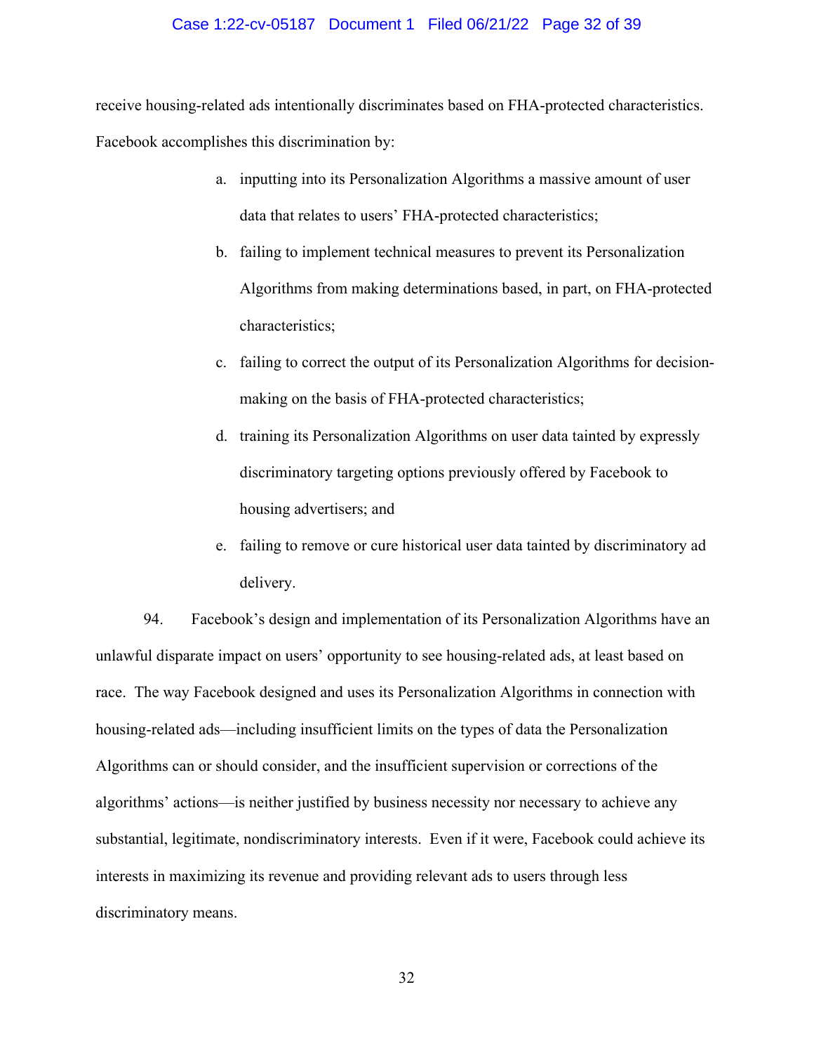receive housing-related ads intentionally discriminates based on FHA-protected characteristics. Facebook accomplishes this discrimination by:

a. inputting into its Personalization Algorithms a massive amount of user data that relates to users' FHA-protected characteristics;

b. failing to implement technical measures to prevent its Personalization Algorithms from making determinations based, in part, on FHA-protected characteristics;

c. failing to correct the output of its Personalization Algorithms for decision-making on the basis of FHA-protected characteristics;

d. training its Personalization Algorithms on user data tainted by expressly discriminatory targeting options previously offered by Facebook to housing advertisers; and

e. failing to remove or cure historical user data tainted by discriminatory ad delivery.

94. Facebook's design and implementation of its Personalization Algorithms have an unlawful disparate impact on users' opportunity to see housing-related ads, at least based on race. The way Facebook designed and uses its Personalization Algorithms in connection with housing-related ads—including insufficient limits on the types of data the Personalization Algorithms can or should consider, and the insufficient supervision or corrections of the algorithms' actions—is neither justified by business necessity nor necessary to achieve any substantial, legitimate, nondiscriminatory interests. Even if it were, Facebook could achieve its interests in maximizing its revenue and providing relevant ads to users through less discriminatory means.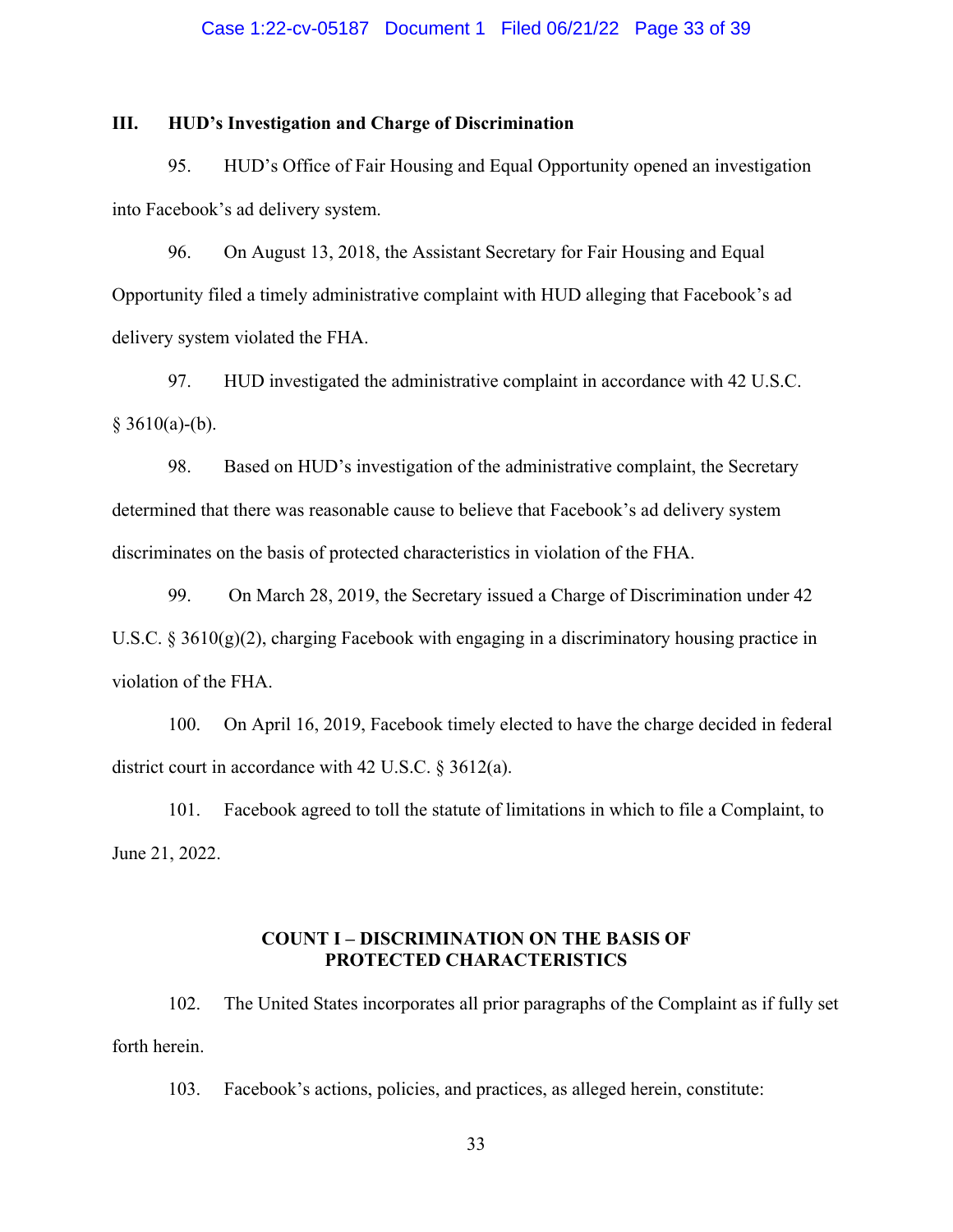### III. HUD's Investigation and Charge of Discrimination

95. HUD's Office of Fair Housing and Equal Opportunity opened an investigation into Facebook's ad delivery system.

96. On August 13, 2018, the Assistant Secretary for Fair Housing and Equal Opportunity filed a timely administrative complaint with HUD alleging that Facebook's ad delivery system violated the FHA.

97. HUD investigated the administrative complaint in accordance with 42 U.S.C. § 3610(a)-(b).

98. Based on HUD's investigation of the administrative complaint, the Secretary determined that there was reasonable cause to believe that Facebook's ad delivery system discriminates on the basis of protected characteristics in violation of the FHA.

99. On March 28, 2019, the Secretary issued a Charge of Discrimination under 42 U.S.C. § 3610(g)(2), charging Facebook with engaging in a discriminatory housing practice in violation of the FHA.

100. On April 16, 2019, Facebook timely elected to have the charge decided in federal district court in accordance with 42 U.S.C. § 3612(a).

101. Facebook agreed to toll the statute of limitations in which to file a Complaint, to June 21, 2022.

**COUNT I – DISCRIMINATION ON THE BASIS OF PROTECTED CHARACTERISTICS**

102. The United States incorporates all prior paragraphs of the Complaint as if fully set forth herein.

103. Facebook's actions, policies, and practices, as alleged herein, constitute: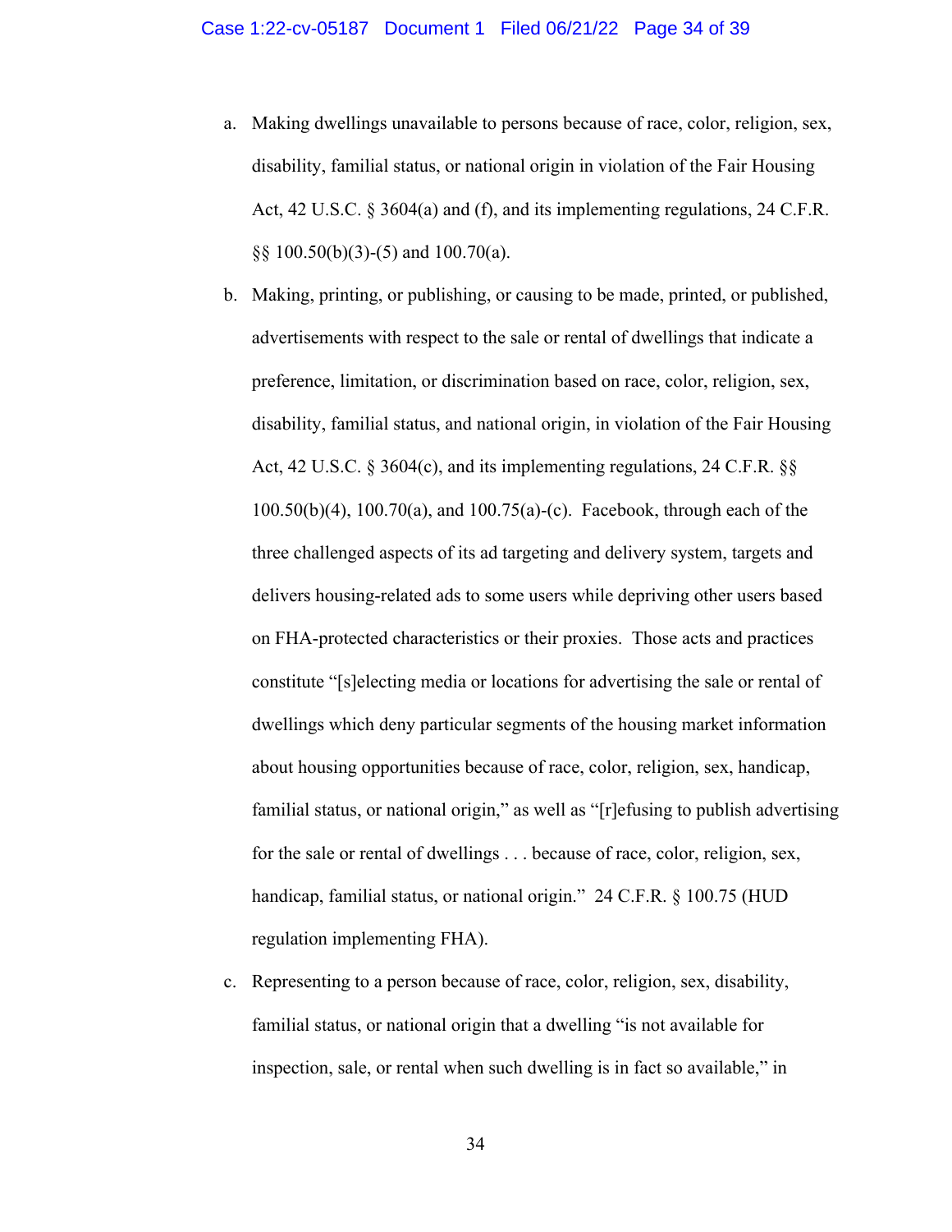a. Making dwellings unavailable to persons because of race, color, religion, sex, disability, familial status, or national origin in violation of the Fair Housing Act, 42 U.S.C. § 3604(a) and (f), and its implementing regulations, 24 C.F.R. §§ 100.50(b)(3)-(5) and 100.70(a).

b. Making, printing, or publishing, or causing to be made, printed, or published, advertisements with respect to the sale or rental of dwellings that indicate a preference, limitation, or discrimination based on race, color, religion, sex, disability, familial status, and national origin, in violation of the Fair Housing Act, 42 U.S.C. § 3604(c), and its implementing regulations, 24 C.F.R. §§ 100.50(b)(4), 100.70(a), and 100.75(a)-(c). Facebook, through each of the three challenged aspects of its ad targeting and delivery system, targets and delivers housing-related ads to some users while depriving other users based on FHA-protected characteristics or their proxies. Those acts and practices constitute "[s]electing media or locations for advertising the sale or rental of dwellings which deny particular segments of the housing market information about housing opportunities because of race, color, religion, sex, handicap, familial status, or national origin," as well as "[r]efusing to publish advertising for the sale or rental of dwellings . . . because of race, color, religion, sex, handicap, familial status, or national origin." 24 C.F.R. § 100.75 (HUD regulation implementing FHA).

c. Representing to a person because of race, color, religion, sex, disability, familial status, or national origin that a dwelling "is not available for inspection, sale, or rental when such dwelling is in fact so available," in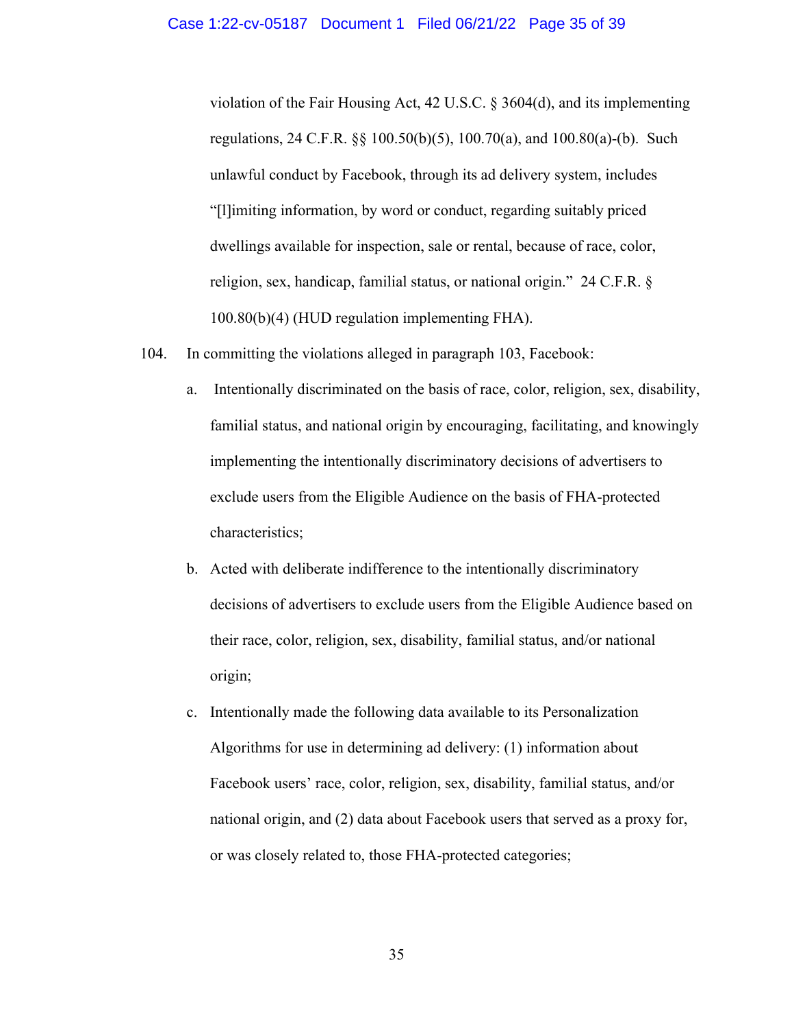violation of the Fair Housing Act, 42 U.S.C. § 3604(d), and its implementing regulations, 24 C.F.R. §§ 100.50(b)(5), 100.70(a), and 100.80(a)-(b). Such unlawful conduct by Facebook, through its ad delivery system, includes "[l]imiting information, by word or conduct, regarding suitably priced dwellings available for inspection, sale or rental, because of race, color, religion, sex, handicap, familial status, or national origin." 24 C.F.R. § 100.80(b)(4) (HUD regulation implementing FHA).

104. In committing the violations alleged in paragraph 103, Facebook:

a. Intentionally discriminated on the basis of race, color, religion, sex, disability, familial status, and national origin by encouraging, facilitating, and knowingly implementing the intentionally discriminatory decisions of advertisers to exclude users from the Eligible Audience on the basis of FHA-protected characteristics;

b. Acted with deliberate indifference to the intentionally discriminatory decisions of advertisers to exclude users from the Eligible Audience based on their race, color, religion, sex, disability, familial status, and/or national origin;

c. Intentionally made the following data available to its Personalization Algorithms for use in determining ad delivery: (1) information about Facebook users' race, color, religion, sex, disability, familial status, and/or national origin, and (2) data about Facebook users that served as a proxy for, or was closely related to, those FHA-protected categories;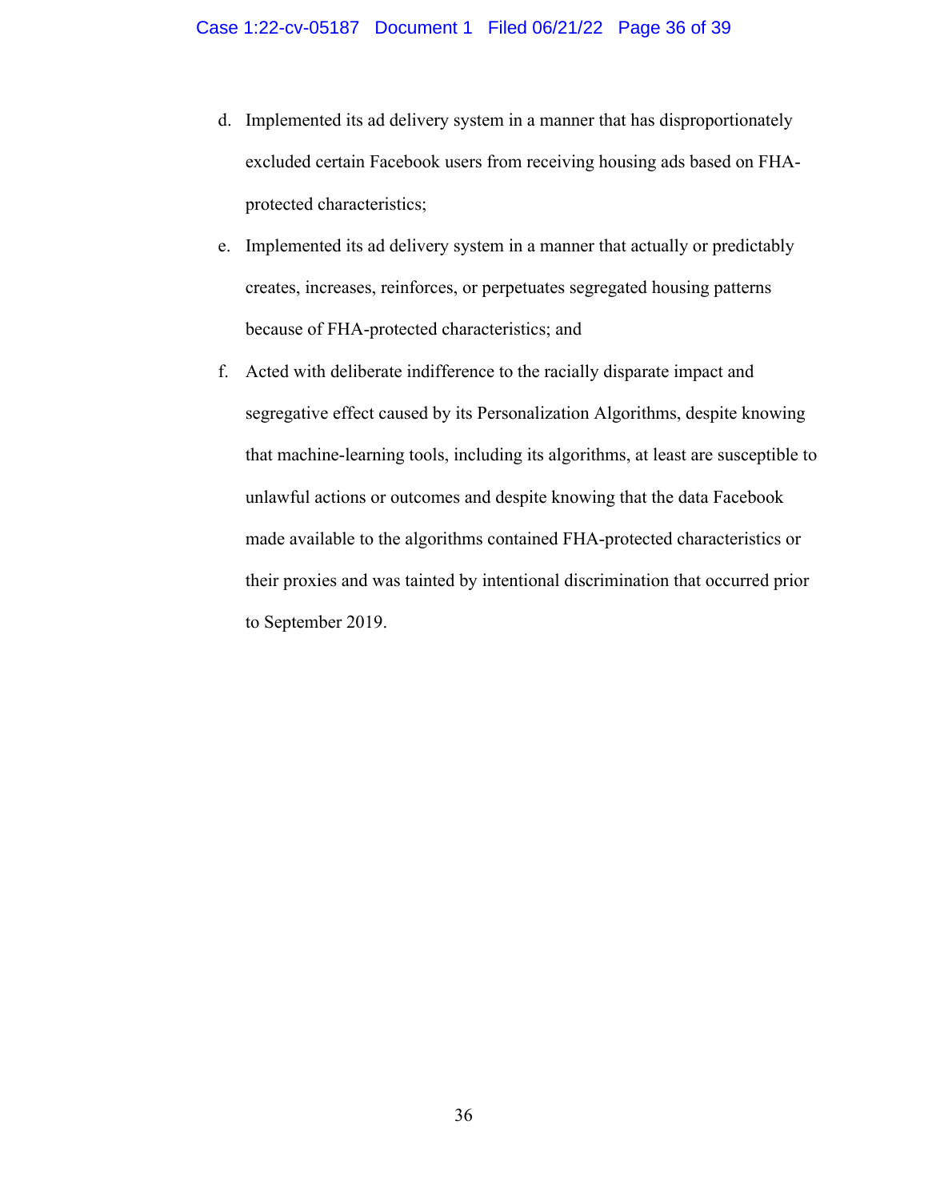d. Implemented its ad delivery system in a manner that has disproportionately excluded certain Facebook users from receiving housing ads based on FHA-protected characteristics;

e. Implemented its ad delivery system in a manner that actually or predictably creates, increases, reinforces, or perpetuates segregated housing patterns because of FHA-protected characteristics; and

f. Acted with deliberate indifference to the racially disparate impact and segregative effect caused by its Personalization Algorithms, despite knowing that machine-learning tools, including its algorithms, at least are susceptible to unlawful actions or outcomes and despite knowing that the data Facebook made available to the algorithms contained FHA-protected characteristics or their proxies and was tainted by intentional discrimination that occurred prior to September 2019.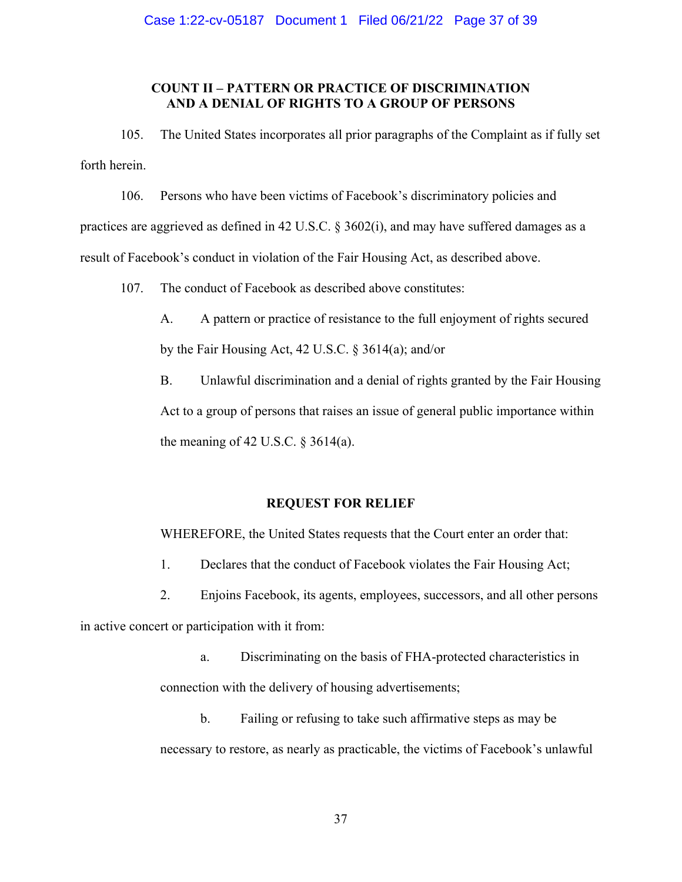## COUNT II – PATTERN OR PRACTICE OF DISCRIMINATION AND A DENIAL OF RIGHTS TO A GROUP OF PERSONS

105. The United States incorporates all prior paragraphs of the Complaint as if fully set forth herein.

106. Persons who have been victims of Facebook's discriminatory policies and practices are aggrieved as defined in 42 U.S.C. § 3602(i), and may have suffered damages as a result of Facebook's conduct in violation of the Fair Housing Act, as described above.

107. The conduct of Facebook as described above constitutes:

A. A pattern or practice of resistance to the full enjoyment of rights secured by the Fair Housing Act, 42 U.S.C. § 3614(a); and/or

B. Unlawful discrimination and a denial of rights granted by the Fair Housing Act to a group of persons that raises an issue of general public importance within the meaning of 42 U.S.C. § 3614(a).

## REQUEST FOR RELIEF

WHEREFORE, the United States requests that the Court enter an order that:

1. Declares that the conduct of Facebook violates the Fair Housing Act;

2. Enjoins Facebook, its agents, employees, successors, and all other persons in active concert or participation with it from:

a. Discriminating on the basis of FHA-protected characteristics in connection with the delivery of housing advertisements;

b. Failing or refusing to take such affirmative steps as may be necessary to restore, as nearly as practicable, the victims of Facebook's unlawful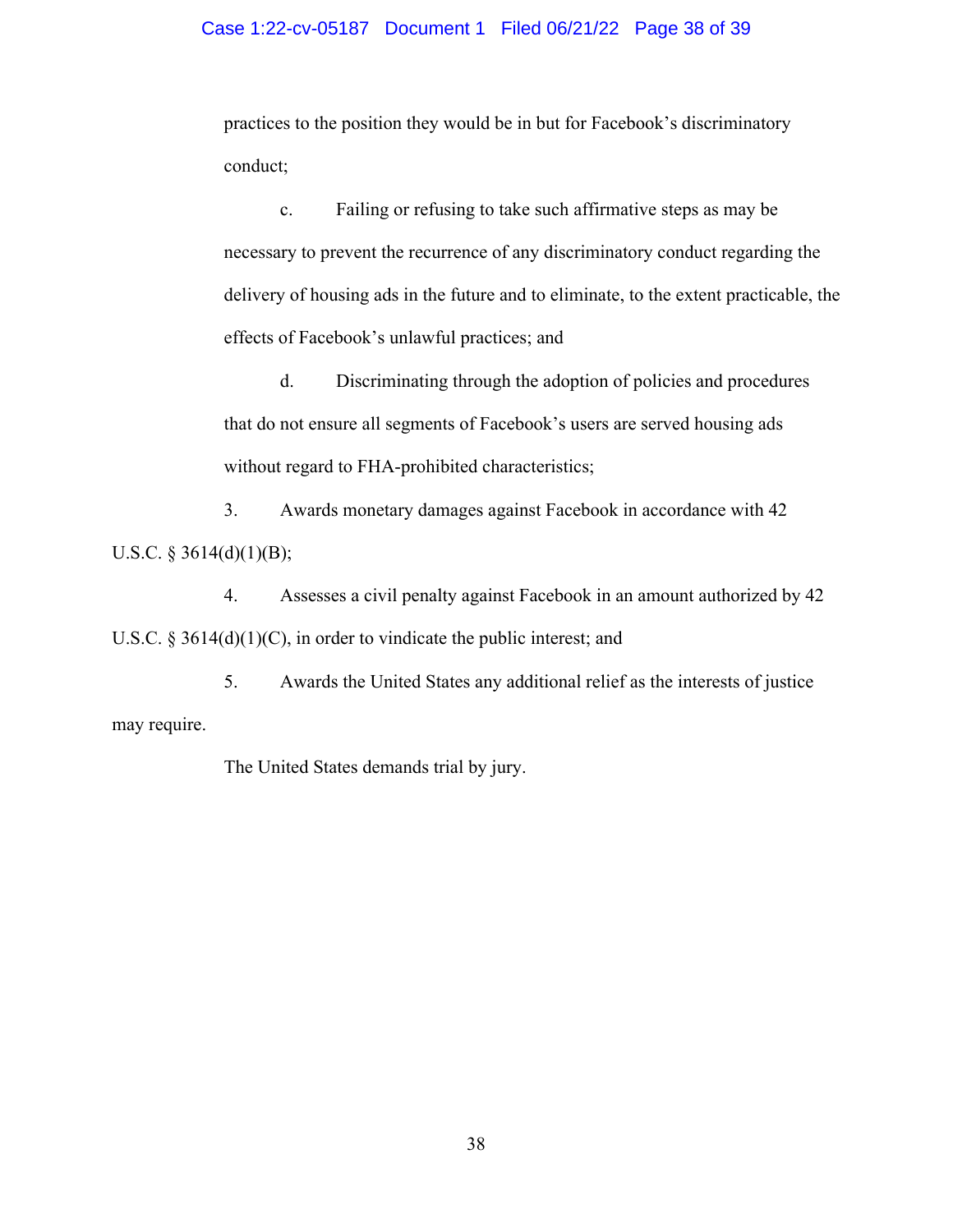practices to the position they would be in but for Facebook's discriminatory conduct;

c. Failing or refusing to take such affirmative steps as may be necessary to prevent the recurrence of any discriminatory conduct regarding the delivery of housing ads in the future and to eliminate, to the extent practicable, the effects of Facebook's unlawful practices; and

d. Discriminating through the adoption of policies and procedures that do not ensure all segments of Facebook's users are served housing ads without regard to FHA-prohibited characteristics;

3. Awards monetary damages against Facebook in accordance with 42 U.S.C. § 3614(d)(1)(B);

4. Assesses a civil penalty against Facebook in an amount authorized by 42 U.S.C. § 3614(d)(1)(C), in order to vindicate the public interest; and

5. Awards the United States any additional relief as the interests of justice may require.

The United States demands trial by jury.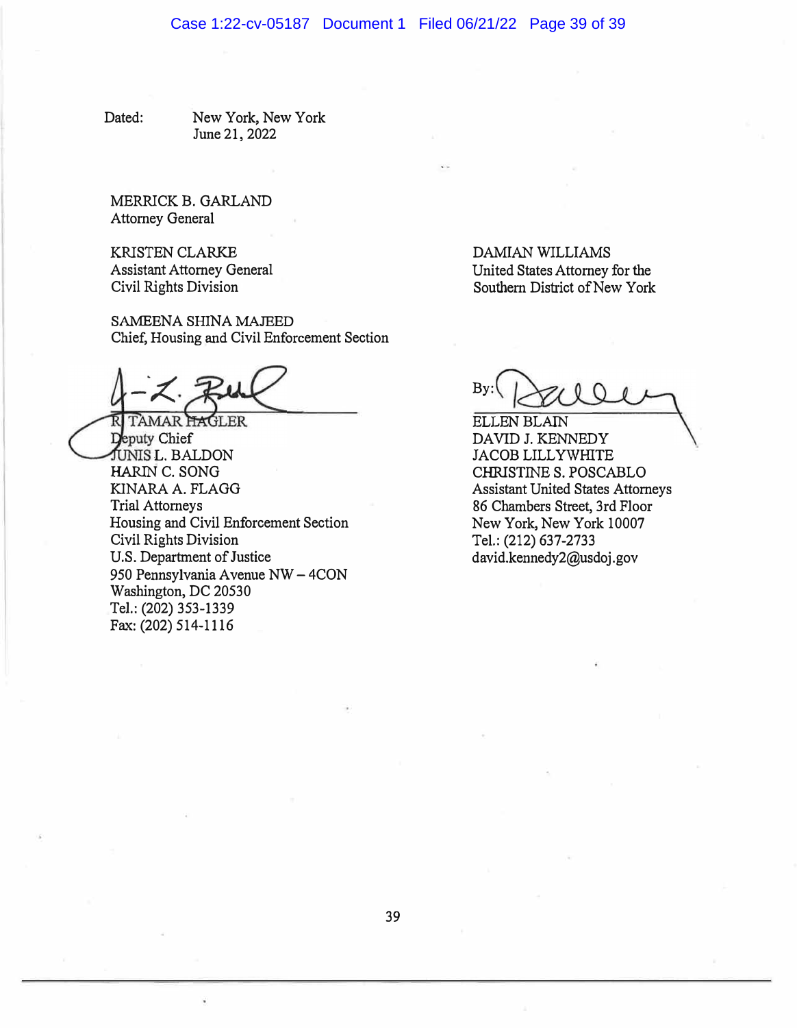Dated: New York, New York
June 21, 2022

MERRICK B. GARLAND
Attorney General

KRISTEN CLARKE
Assistant Attorney General
Civil Rights Division

SAMEENA SHINA MAJEED
Chief, Housing and Civil Enforcement Section

R. TAMAR HAGLER
Deputy Chief
JUNIS L. BALDON
HARIN C. SONG
KINARA A. FLAGG
Trial Attorneys
Housing and Civil Enforcement Section
Civil Rights Division
U.S. Department of Justice
950 Pennsylvania Avenue NW – 4CON
Washington, DC 20530
Tel.: (202) 353-1339
Fax: (202) 514-1116

DAMIAN WILLIAMS
United States Attorney for the
Southern District of New York

By:

ELLEN BLAIN
DAVID J. KENNEDY
JACOB LILLYWHITE
CHRISTINE S. POSCABLO
Assistant United States Attorneys
86 Chambers Street, 3rd Floor
New York, New York 10007
Tel.: (212) 637-2733
david.kennedy2@usdoj.gov